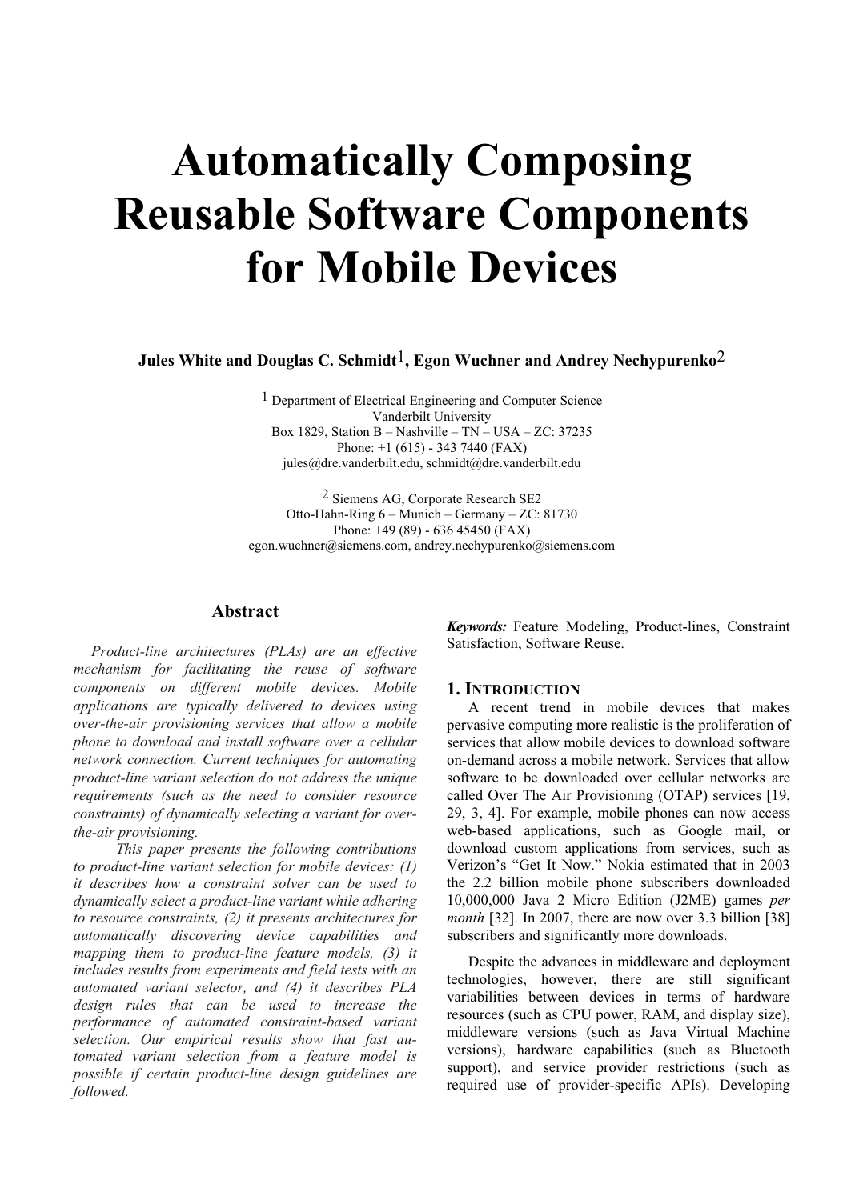# Automatically Composing Reusable Software Components for Mobile Devices

**Jules White and Douglas C. Schmidt[1], Egon Wuchner and Andrey Nechypurenko[2]**

[1] Department of Electrical Engineering and Computer Science
Vanderbilt University
Box 1829, Station B – Nashville – TN – USA – ZC: 37235
Phone: +1 (615) - 343 7440 (FAX)
jules@dre.vanderbilt.edu, schmidt@dre.vanderbilt.edu

[2] Siemens AG, Corporate Research SE2
Otto-Hahn-Ring 6 – Munich – Germany – ZC: 81730
Phone: +49 (89) - 636 45450 (FAX)
egon.wuchner@siemens.com, andrey.nechypurenko@siemens.com

## Abstract

*Product-line architectures (PLAs) are an effective mechanism for facilitating the reuse of software components on different mobile devices. Mobile applications are typically delivered to devices using over-the-air provisioning services that allow a mobile phone to download and install software over a cellular network connection. Current techniques for automating product-line variant selection do not address the unique requirements (such as the need to consider resource constraints) of dynamically selecting a variant for over-the-air provisioning.*

*This paper presents the following contributions to product-line variant selection for mobile devices: (1) it describes how a constraint solver can be used to dynamically select a product-line variant while adhering to resource constraints, (2) it presents architectures for automatically discovering device capabilities and mapping them to product-line feature models, (3) it includes results from experiments and field tests with an automated variant selector, and (4) it describes PLA design rules that can be used to increase the performance of automated constraint-based variant selection. Our empirical results show that fast automated variant selection from a feature model is possible if certain product-line design guidelines are followed.*

***Keywords:*** Feature Modeling, Product-lines, Constraint Satisfaction, Software Reuse.

## 1. Introduction

A recent trend in mobile devices that makes pervasive computing more realistic is the proliferation of services that allow mobile devices to download software on-demand across a mobile network. Services that allow software to be downloaded over cellular networks are called Over The Air Provisioning (OTAP) services [19, 29, 3, 4]. For example, mobile phones can now access web-based applications, such as Google mail, or download custom applications from services, such as Verizon's "Get It Now." Nokia estimated that in 2003 the 2.2 billion mobile phone subscribers downloaded 10,000,000 Java 2 Micro Edition (J2ME) games *per month* [32]. In 2007, there are now over 3.3 billion [38] subscribers and significantly more downloads.

Despite the advances in middleware and deployment technologies, however, there are still significant variabilities between devices in terms of hardware resources (such as CPU power, RAM, and display size), middleware versions (such as Java Virtual Machine versions), hardware capabilities (such as Bluetooth support), and service provider restrictions (such as required use of provider-specific APIs). Developing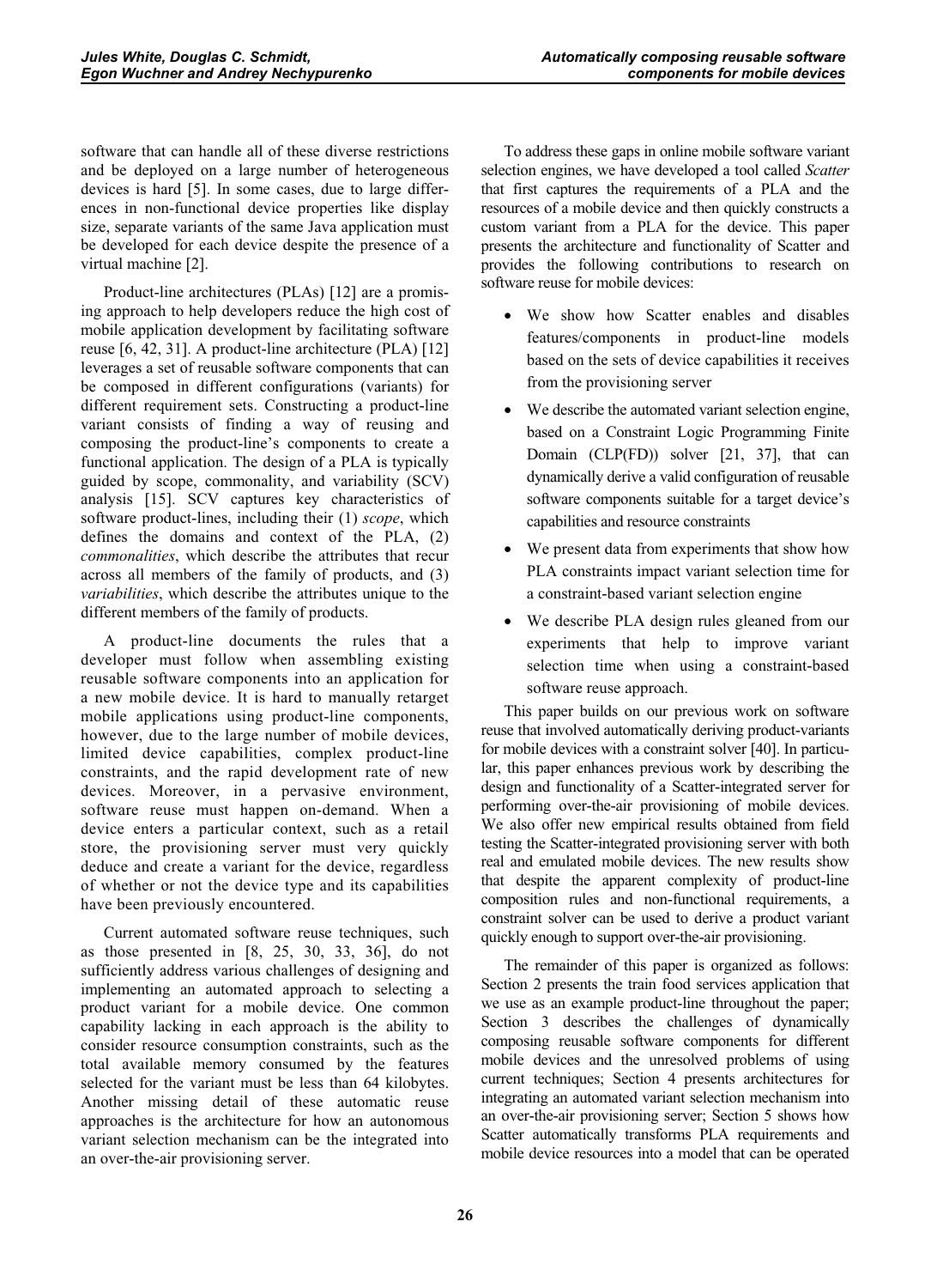software that can handle all of these diverse restrictions and be deployed on a large number of heterogeneous devices is hard [5]. In some cases, due to large differences in non-functional device properties like display size, separate variants of the same Java application must be developed for each device despite the presence of a virtual machine [2].

Product-line architectures (PLAs) [12] are a promising approach to help developers reduce the high cost of mobile application development by facilitating software reuse [6, 42, 31]. A product-line architecture (PLA) [12] leverages a set of reusable software components that can be composed in different configurations (variants) for different requirement sets. Constructing a product-line variant consists of finding a way of reusing and composing the product-line's components to create a functional application. The design of a PLA is typically guided by scope, commonality, and variability (SCV) analysis [15]. SCV captures key characteristics of software product-lines, including their (1) *scope*, which defines the domains and context of the PLA, (2) *commonalities*, which describe the attributes that recur across all members of the family of products, and (3) *variabilities*, which describe the attributes unique to the different members of the family of products.

A product-line documents the rules that a developer must follow when assembling existing reusable software components into an application for a new mobile device. It is hard to manually retarget mobile applications using product-line components, however, due to the large number of mobile devices, limited device capabilities, complex product-line constraints, and the rapid development rate of new devices. Moreover, in a pervasive environment, software reuse must happen on-demand. When a device enters a particular context, such as a retail store, the provisioning server must very quickly deduce and create a variant for the device, regardless of whether or not the device type and its capabilities have been previously encountered.

Current automated software reuse techniques, such as those presented in [8, 25, 30, 33, 36], do not sufficiently address various challenges of designing and implementing an automated approach to selecting a product variant for a mobile device. One common capability lacking in each approach is the ability to consider resource consumption constraints, such as the total available memory consumed by the features selected for the variant must be less than 64 kilobytes. Another missing detail of these automatic reuse approaches is the architecture for how an autonomous variant selection mechanism can be the integrated into an over-the-air provisioning server.

To address these gaps in online mobile software variant selection engines, we have developed a tool called *Scatter* that first captures the requirements of a PLA and the resources of a mobile device and then quickly constructs a custom variant from a PLA for the device. This paper presents the architecture and functionality of Scatter and provides the following contributions to research on software reuse for mobile devices:

- We show how Scatter enables and disables features/components in product-line models based on the sets of device capabilities it receives from the provisioning server
- We describe the automated variant selection engine, based on a Constraint Logic Programming Finite Domain (CLP(FD)) solver [21, 37], that can dynamically derive a valid configuration of reusable software components suitable for a target device's capabilities and resource constraints
- We present data from experiments that show how PLA constraints impact variant selection time for a constraint-based variant selection engine
- We describe PLA design rules gleaned from our experiments that help to improve variant selection time when using a constraint-based software reuse approach.

This paper builds on our previous work on software reuse that involved automatically deriving product-variants for mobile devices with a constraint solver [40]. In particular, this paper enhances previous work by describing the design and functionality of a Scatter-integrated server for performing over-the-air provisioning of mobile devices. We also offer new empirical results obtained from field testing the Scatter-integrated provisioning server with both real and emulated mobile devices. The new results show that despite the apparent complexity of product-line composition rules and non-functional requirements, a constraint solver can be used to derive a product variant quickly enough to support over-the-air provisioning.

The remainder of this paper is organized as follows: Section 2 presents the train food services application that we use as an example product-line throughout the paper; Section 3 describes the challenges of dynamically composing reusable software components for different mobile devices and the unresolved problems of using current techniques; Section 4 presents architectures for integrating an automated variant selection mechanism into an over-the-air provisioning server; Section 5 shows how Scatter automatically transforms PLA requirements and mobile device resources into a model that can be operated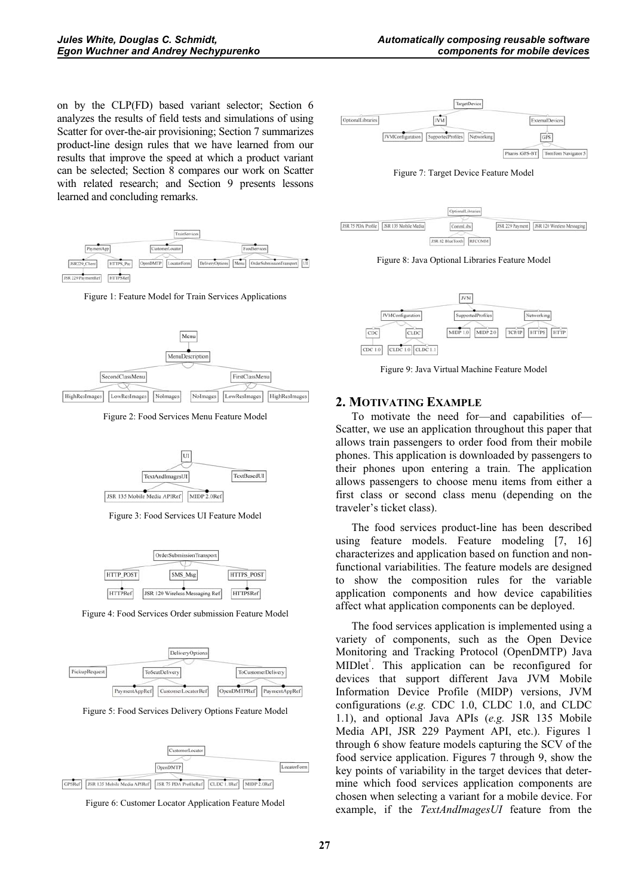on by the CLP(FD) based variant selector; Section 6 analyzes the results of field tests and simulations of using Scatter for over-the-air provisioning; Section 7 summarizes product-line design rules that we have learned from our results that improve the speed at which a product variant can be selected; Section 8 compares our work on Scatter with related research; and Section 9 presents lessons learned and concluding remarks.

Figure 1: Feature Model for Train Services Applications

Figure 2: Food Services Menu Feature Model

Figure 3: Food Services UI Feature Model

Figure 4: Food Services Order submission Feature Model

Figure 5: Food Services Delivery Options Feature Model

Figure 6: Customer Locator Application Feature Model

Figure 7: Target Device Feature Model

Figure 8: Java Optional Libraries Feature Model

Figure 9: Java Virtual Machine Feature Model

## 2. MOTIVATING EXAMPLE

To motivate the need for—and capabilities of—Scatter, we use an application throughout this paper that allows train passengers to order food from their mobile phones. This application is downloaded by passengers to their phones upon entering a train. The application allows passengers to choose menu items from either a first class or second class menu (depending on the traveler's ticket class).

The food services product-line has been described using feature models. Feature modeling [7, 16] characterizes and application based on function and non-functional variabilities. The feature models are designed to show the composition rules for the variable application components and how device capabilities affect what application components can be deployed.

The food services application is implemented using a variety of components, such as the Open Device Monitoring and Tracking Protocol (OpenDMTP) Java MIDlet[1]. This application can be reconfigured for devices that support different Java JVM Mobile Information Device Profile (MIDP) versions, JVM configurations (*e.g.* CDC 1.0, CLDC 1.0, and CLDC 1.1), and optional Java APIs (*e.g.* JSR 135 Mobile Media API, JSR 229 Payment API, etc.). Figures 1 through 6 show feature models capturing the SCV of the food service application. Figures 7 through 9, show the key points of variability in the target devices that determine which food services application components are chosen when selecting a variant for a mobile device. For example, if the *TextAndImagesUI* feature from the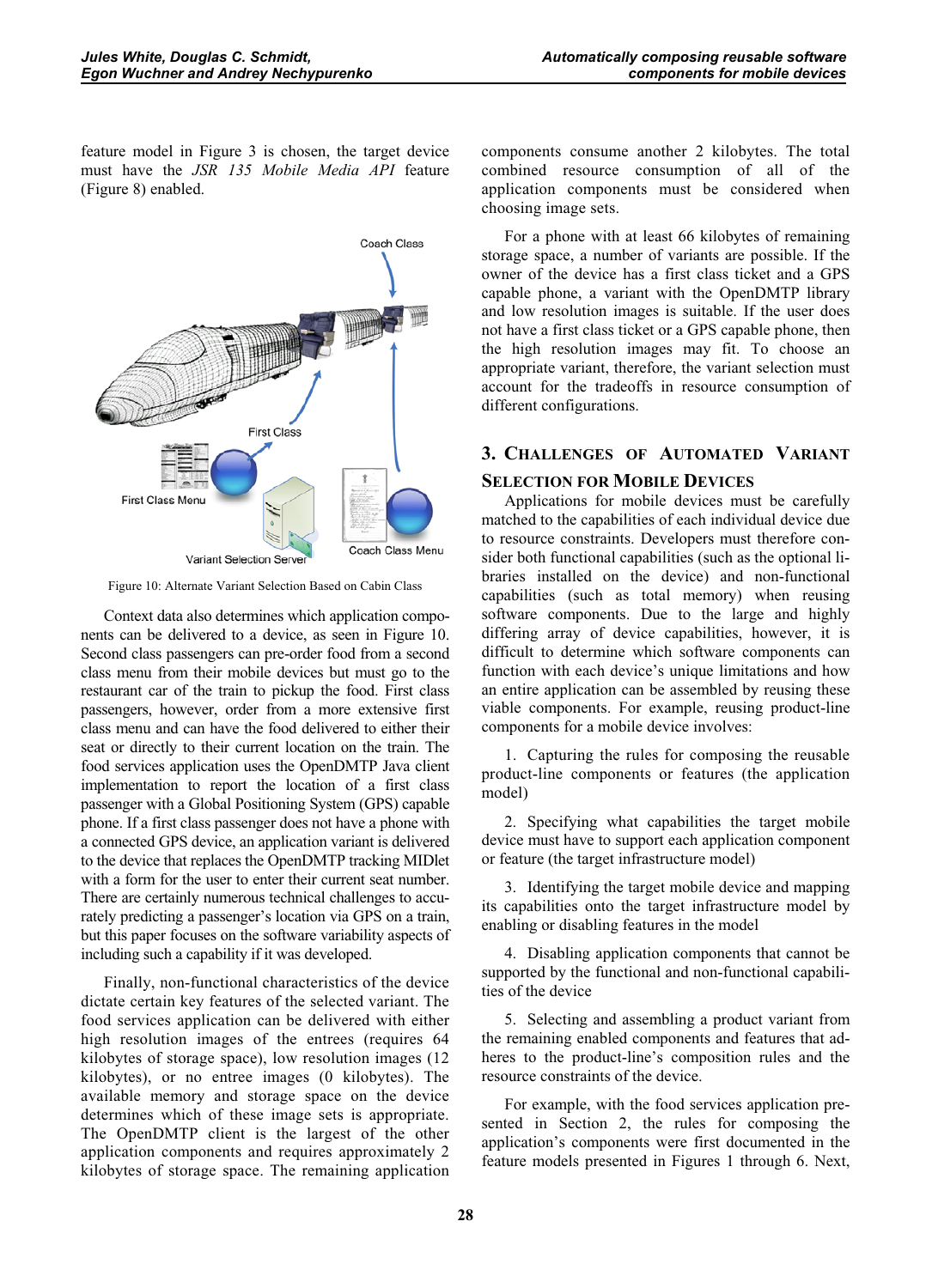feature model in Figure 3 is chosen, the target device must have the *JSR 135 Mobile Media API* feature (Figure 8) enabled.

Figure 10: Alternate Variant Selection Based on Cabin Class

Context data also determines which application components can be delivered to a device, as seen in Figure 10. Second class passengers can pre-order food from a second class menu from their mobile devices but must go to the restaurant car of the train to pickup the food. First class passengers, however, order from a more extensive first class menu and can have the food delivered to either their seat or directly to their current location on the train. The food services application uses the OpenDMTP Java client implementation to report the location of a first class passenger with a Global Positioning System (GPS) capable phone. If a first class passenger does not have a phone with a connected GPS device, an application variant is delivered to the device that replaces the OpenDMTP tracking MIDlet with a form for the user to enter their current seat number. There are certainly numerous technical challenges to accurately predicting a passenger's location via GPS on a train, but this paper focuses on the software variability aspects of including such a capability if it was developed.

Finally, non-functional characteristics of the device dictate certain key features of the selected variant. The food services application can be delivered with either high resolution images of the entrees (requires 64 kilobytes of storage space), low resolution images (12 kilobytes), or no entree images (0 kilobytes). The available memory and storage space on the device determines which of these image sets is appropriate. The OpenDMTP client is the largest of the other application components and requires approximately 2 kilobytes of storage space. The remaining application components consume another 2 kilobytes. The total combined resource consumption of all of the application components must be considered when choosing image sets.

For a phone with at least 66 kilobytes of remaining storage space, a number of variants are possible. If the owner of the device has a first class ticket and a GPS capable phone, a variant with the OpenDMTP library and low resolution images is suitable. If the user does not have a first class ticket or a GPS capable phone, then the high resolution images may fit. To choose an appropriate variant, therefore, the variant selection must account for the tradeoffs in resource consumption of different configurations.

## 3. Challenges of Automated Variant Selection for Mobile Devices

Applications for mobile devices must be carefully matched to the capabilities of each individual device due to resource constraints. Developers must therefore consider both functional capabilities (such as the optional libraries installed on the device) and non-functional capabilities (such as total memory) when reusing software components. Due to the large and highly differing array of device capabilities, however, it is difficult to determine which software components can function with each device's unique limitations and how an entire application can be assembled by reusing these viable components. For example, reusing product-line components for a mobile device involves:

1. Capturing the rules for composing the reusable product-line components or features (the application model)

2. Specifying what capabilities the target mobile device must have to support each application component or feature (the target infrastructure model)

3. Identifying the target mobile device and mapping its capabilities onto the target infrastructure model by enabling or disabling features in the model

4. Disabling application components that cannot be supported by the functional and non-functional capabilities of the device

5. Selecting and assembling a product variant from the remaining enabled components and features that adheres to the product-line's composition rules and the resource constraints of the device.

For example, with the food services application presented in Section 2, the rules for composing the application's components were first documented in the feature models presented in Figures 1 through 6. Next,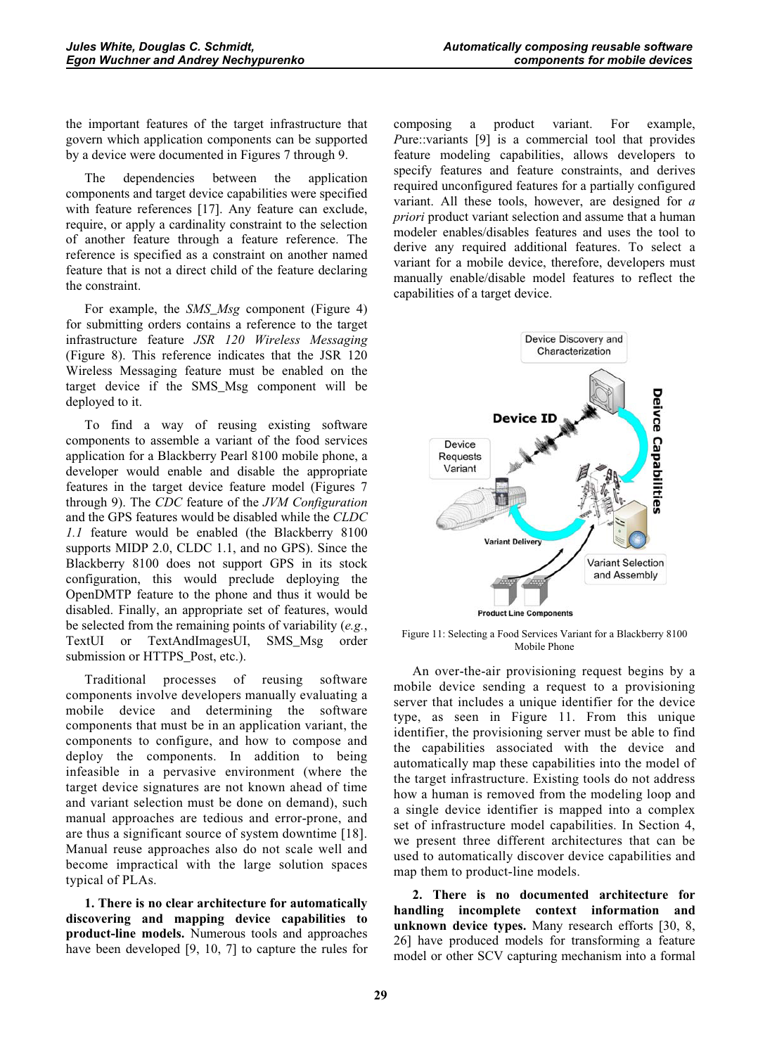the important features of the target infrastructure that govern which application components can be supported by a device were documented in Figures 7 through 9.

The dependencies between the application components and target device capabilities were specified with feature references [17]. Any feature can exclude, require, or apply a cardinality constraint to the selection of another feature through a feature reference. The reference is specified as a constraint on another named feature that is not a direct child of the feature declaring the constraint.

For example, the *SMS_Msg* component (Figure 4) for submitting orders contains a reference to the target infrastructure feature *JSR 120 Wireless Messaging* (Figure 8). This reference indicates that the JSR 120 Wireless Messaging feature must be enabled on the target device if the SMS_Msg component will be deployed to it.

To find a way of reusing existing software components to assemble a variant of the food services application for a Blackberry Pearl 8100 mobile phone, a developer would enable and disable the appropriate features in the target device feature model (Figures 7 through 9). The *CDC* feature of the *JVM Configuration* and the GPS features would be disabled while the *CLDC 1.1* feature would be enabled (the Blackberry 8100 supports MIDP 2.0, CLDC 1.1, and no GPS). Since the Blackberry 8100 does not support GPS in its stock configuration, this would preclude deploying the OpenDMTP feature to the phone and thus it would be disabled. Finally, an appropriate set of features, would be selected from the remaining points of variability (*e.g.*, TextUI or TextAndImagesUI, SMS_Msg order submission or HTTPS_Post, etc.).

Traditional processes of reusing software components involve developers manually evaluating a mobile device and determining the software components that must be in an application variant, the components to configure, and how to compose and deploy the components. In addition to being infeasible in a pervasive environment (where the target device signatures are not known ahead of time and variant selection must be done on demand), such manual approaches are tedious and error-prone, and are thus a significant source of system downtime [18]. Manual reuse approaches also do not scale well and become impractical with the large solution spaces typical of PLAs.

**1. There is no clear architecture for automatically discovering and mapping device capabilities to product-line models.** Numerous tools and approaches have been developed [9, 10, 7] to capture the rules for composing a product variant. For example, *P*ure::variants [9] is a commercial tool that provides feature modeling capabilities, allows developers to specify features and feature constraints, and derives required unconfigured features for a partially configured variant. All these tools, however, are designed for *a priori* product variant selection and assume that a human modeler enables/disables features and uses the tool to derive any required additional features. To select a variant for a mobile device, therefore, developers must manually enable/disable model features to reflect the capabilities of a target device.

Figure 11: Selecting a Food Services Variant for a Blackberry 8100 Mobile Phone

An over-the-air provisioning request begins by a mobile device sending a request to a provisioning server that includes a unique identifier for the device type, as seen in Figure 11. From this unique identifier, the provisioning server must be able to find the capabilities associated with the device and automatically map these capabilities into the model of the target infrastructure. Existing tools do not address how a human is removed from the modeling loop and a single device identifier is mapped into a complex set of infrastructure model capabilities. In Section 4, we present three different architectures that can be used to automatically discover device capabilities and map them to product-line models.

**2. There is no documented architecture for handling incomplete context information and unknown device types.** Many research efforts [30, 8, 26] have produced models for transforming a feature model or other SCV capturing mechanism into a formal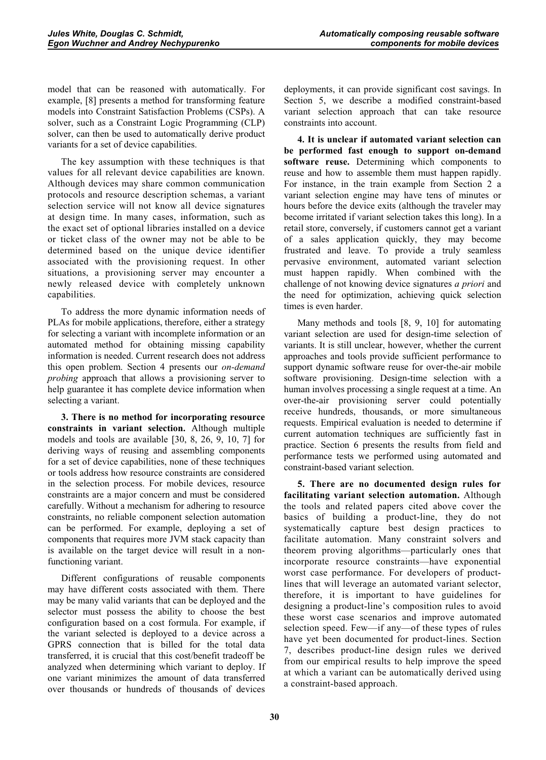model that can be reasoned with automatically. For example, [8] presents a method for transforming feature models into Constraint Satisfaction Problems (CSPs). A solver, such as a Constraint Logic Programming (CLP) solver, can then be used to automatically derive product variants for a set of device capabilities.

The key assumption with these techniques is that values for all relevant device capabilities are known. Although devices may share common communication protocols and resource description schemas, a variant selection service will not know all device signatures at design time. In many cases, information, such as the exact set of optional libraries installed on a device or ticket class of the owner may not be able to be determined based on the unique device identifier associated with the provisioning request. In other situations, a provisioning server may encounter a newly released device with completely unknown capabilities.

To address the more dynamic information needs of PLAs for mobile applications, therefore, either a strategy for selecting a variant with incomplete information or an automated method for obtaining missing capability information is needed. Current research does not address this open problem. Section 4 presents our *on-demand probing* approach that allows a provisioning server to help guarantee it has complete device information when selecting a variant.

**3. There is no method for incorporating resource constraints in variant selection.** Although multiple models and tools are available [30, 8, 26, 9, 10, 7] for deriving ways of reusing and assembling components for a set of device capabilities, none of these techniques or tools address how resource constraints are considered in the selection process. For mobile devices, resource constraints are a major concern and must be considered carefully. Without a mechanism for adhering to resource constraints, no reliable component selection automation can be performed. For example, deploying a set of components that requires more JVM stack capacity than is available on the target device will result in a non-functioning variant.

Different configurations of reusable components may have different costs associated with them. There may be many valid variants that can be deployed and the selector must possess the ability to choose the best configuration based on a cost formula. For example, if the variant selected is deployed to a device across a GPRS connection that is billed for the total data transferred, it is crucial that this cost/benefit tradeoff be analyzed when determining which variant to deploy. If one variant minimizes the amount of data transferred over thousands or hundreds of thousands of devices deployments, it can provide significant cost savings. In Section 5, we describe a modified constraint-based variant selection approach that can take resource constraints into account.

**4. It is unclear if automated variant selection can be performed fast enough to support on-demand software reuse.** Determining which components to reuse and how to assemble them must happen rapidly. For instance, in the train example from Section 2 a variant selection engine may have tens of minutes or hours before the device exits (although the traveler may become irritated if variant selection takes this long). In a retail store, conversely, if customers cannot get a variant of a sales application quickly, they may become frustrated and leave. To provide a truly seamless pervasive environment, automated variant selection must happen rapidly. When combined with the challenge of not knowing device signatures *a priori* and the need for optimization, achieving quick selection times is even harder.

Many methods and tools [8, 9, 10] for automating variant selection are used for design-time selection of variants. It is still unclear, however, whether the current approaches and tools provide sufficient performance to support dynamic software reuse for over-the-air mobile software provisioning. Design-time selection with a human involves processing a single request at a time. An over-the-air provisioning server could potentially receive hundreds, thousands, or more simultaneous requests. Empirical evaluation is needed to determine if current automation techniques are sufficiently fast in practice. Section 6 presents the results from field and performance tests we performed using automated and constraint-based variant selection.

**5. There are no documented design rules for facilitating variant selection automation.** Although the tools and related papers cited above cover the basics of building a product-line, they do not systematically capture best design practices to facilitate automation. Many constraint solvers and theorem proving algorithms—particularly ones that incorporate resource constraints—have exponential worst case performance. For developers of product-lines that will leverage an automated variant selector, therefore, it is important to have guidelines for designing a product-line's composition rules to avoid these worst case scenarios and improve automated selection speed. Few—if any—of these types of rules have yet been documented for product-lines. Section 7, describes product-line design rules we derived from our empirical results to help improve the speed at which a variant can be automatically derived using a constraint-based approach.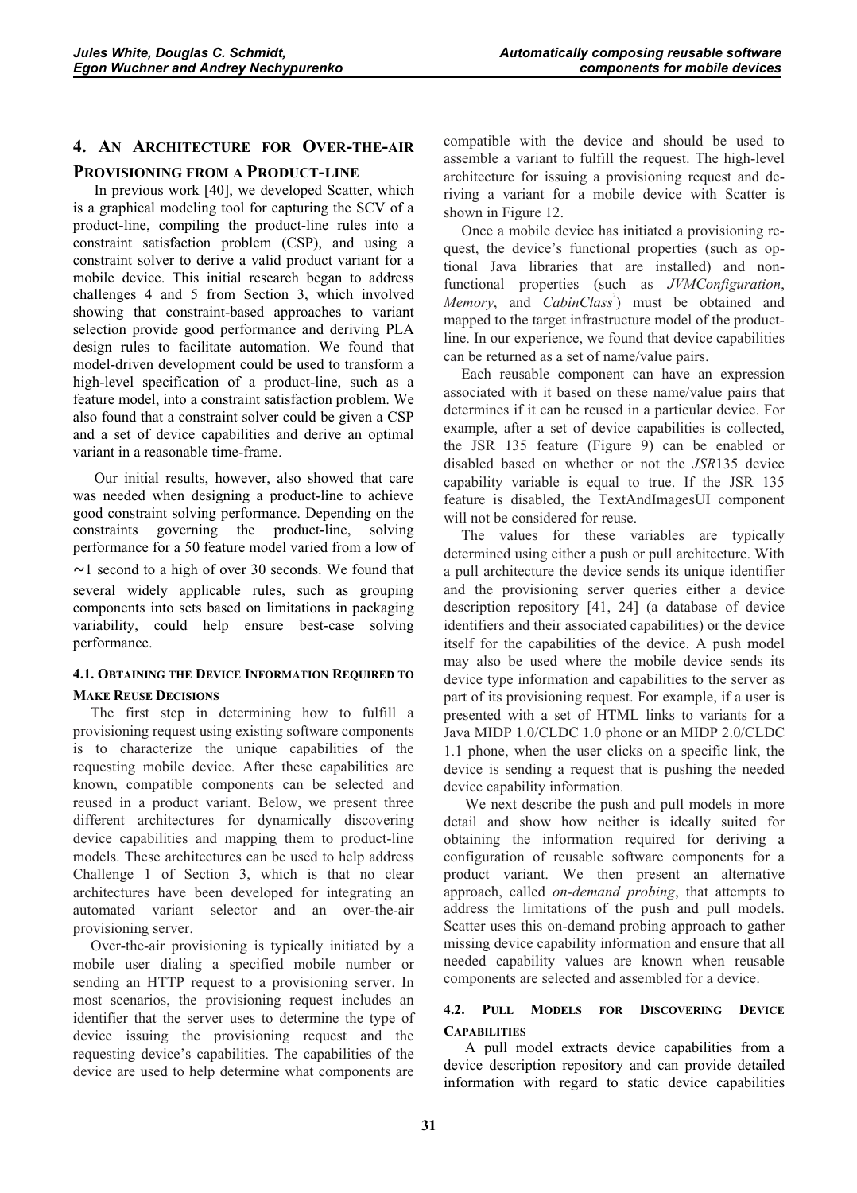## 4. An Architecture for Over-the-air Provisioning from a Product-line

In previous work [40], we developed Scatter, which is a graphical modeling tool for capturing the SCV of a product-line, compiling the product-line rules into a constraint satisfaction problem (CSP), and using a constraint solver to derive a valid product variant for a mobile device. This initial research began to address challenges 4 and 5 from Section 3, which involved showing that constraint-based approaches to variant selection provide good performance and deriving PLA design rules to facilitate automation. We found that model-driven development could be used to transform a high-level specification of a product-line, such as a feature model, into a constraint satisfaction problem. We also found that a constraint solver could be given a CSP and a set of device capabilities and derive an optimal variant in a reasonable time-frame.

Our initial results, however, also showed that care was needed when designing a product-line to achieve good constraint solving performance. Depending on the constraints governing the product-line, solving performance for a 50 feature model varied from a low of ~1 second to a high of over 30 seconds. We found that several widely applicable rules, such as grouping components into sets based on limitations in packaging variability, could help ensure best-case solving performance.

### 4.1. Obtaining the Device Information Required to Make Reuse Decisions

The first step in determining how to fulfill a provisioning request using existing software components is to characterize the unique capabilities of the requesting mobile device. After these capabilities are known, compatible components can be selected and reused in a product variant. Below, we present three different architectures for dynamically discovering device capabilities and mapping them to product-line models. These architectures can be used to help address Challenge 1 of Section 3, which is that no clear architectures have been developed for integrating an automated variant selector and an over-the-air provisioning server.

Over-the-air provisioning is typically initiated by a mobile user dialing a specified mobile number or sending an HTTP request to a provisioning server. In most scenarios, the provisioning request includes an identifier that the server uses to determine the type of device issuing the provisioning request and the requesting device's capabilities. The capabilities of the device are used to help determine what components are compatible with the device and should be used to assemble a variant to fulfill the request. The high-level architecture for issuing a provisioning request and deriving a variant for a mobile device with Scatter is shown in Figure 12.

Once a mobile device has initiated a provisioning request, the device's functional properties (such as optional Java libraries that are installed) and non-functional properties (such as *JVMConfiguration*, *Memory*, and *CabinClass*[2]) must be obtained and mapped to the target infrastructure model of the product-line. In our experience, we found that device capabilities can be returned as a set of name/value pairs.

Each reusable component can have an expression associated with it based on these name/value pairs that determines if it can be reused in a particular device. For example, after a set of device capabilities is collected, the JSR 135 feature (Figure 9) can be enabled or disabled based on whether or not the *JSR*135 device capability variable is equal to true. If the JSR 135 feature is disabled, the TextAndImagesUI component will not be considered for reuse.

The values for these variables are typically determined using either a push or pull architecture. With a pull architecture the device sends its unique identifier and the provisioning server queries either a device description repository [41, 24] (a database of device identifiers and their associated capabilities) or the device itself for the capabilities of the device. A push model may also be used where the mobile device sends its device type information and capabilities to the server as part of its provisioning request. For example, if a user is presented with a set of HTML links to variants for a Java MIDP 1.0/CLDC 1.0 phone or an MIDP 2.0/CLDC 1.1 phone, when the user clicks on a specific link, the device is sending a request that is pushing the needed device capability information.

We next describe the push and pull models in more detail and show how neither is ideally suited for obtaining the information required for deriving a configuration of reusable software components for a product variant. We then present an alternative approach, called *on-demand probing*, that attempts to address the limitations of the push and pull models. Scatter uses this on-demand probing approach to gather missing device capability information and ensure that all needed capability values are known when reusable components are selected and assembled for a device.

### 4.2. Pull Models for Discovering Device Capabilities

A pull model extracts device capabilities from a device description repository and can provide detailed information with regard to static device capabilities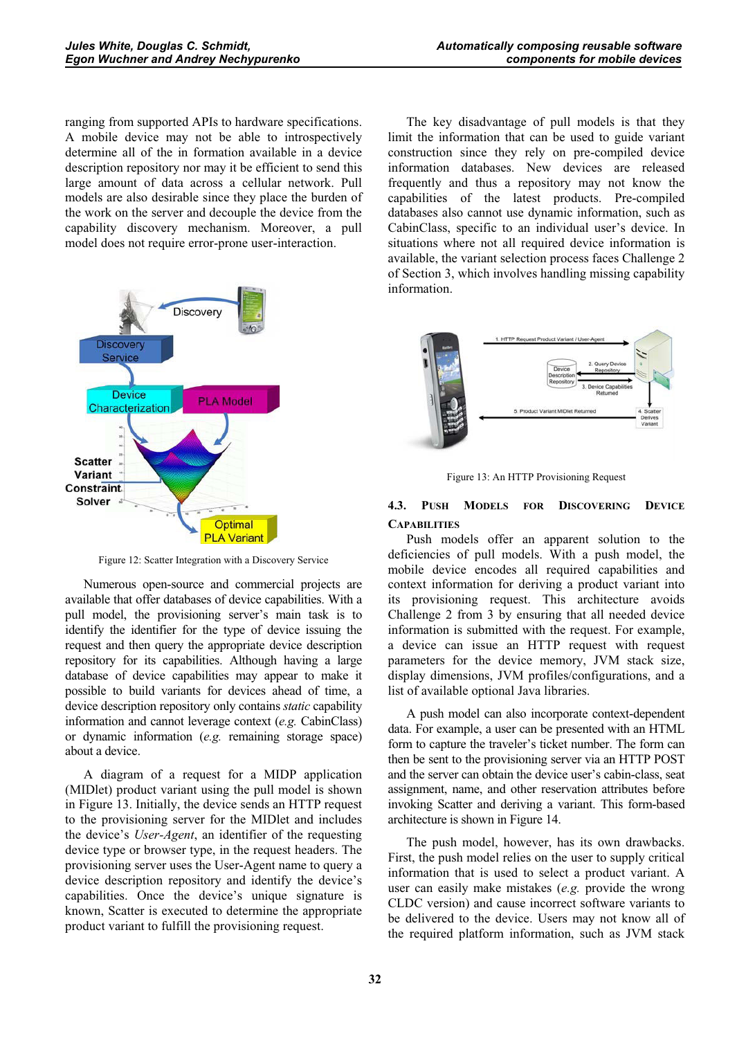ranging from supported APIs to hardware specifications. A mobile device may not be able to introspectively determine all of the in formation available in a device description repository nor may it be efficient to send this large amount of data across a cellular network. Pull models are also desirable since they place the burden of the work on the server and decouple the device from the capability discovery mechanism. Moreover, a pull model does not require error-prone user-interaction.

Figure 12: Scatter Integration with a Discovery Service

Numerous open-source and commercial projects are available that offer databases of device capabilities. With a pull model, the provisioning server's main task is to identify the identifier for the type of device issuing the request and then query the appropriate device description repository for its capabilities. Although having a large database of device capabilities may appear to make it possible to build variants for devices ahead of time, a device description repository only contains *static* capability information and cannot leverage context (*e.g.* CabinClass) or dynamic information (*e.g.* remaining storage space) about a device.

A diagram of a request for a MIDP application (MIDlet) product variant using the pull model is shown in Figure 13. Initially, the device sends an HTTP request to the provisioning server for the MIDlet and includes the device's *User-Agent*, an identifier of the requesting device type or browser type, in the request headers. The provisioning server uses the User-Agent name to query a device description repository and identify the device's capabilities. Once the device's unique signature is known, Scatter is executed to determine the appropriate product variant to fulfill the provisioning request.

The key disadvantage of pull models is that they limit the information that can be used to guide variant construction since they rely on pre-compiled device information databases. New devices are released frequently and thus a repository may not know the capabilities of the latest products. Pre-compiled databases also cannot use dynamic information, such as CabinClass, specific to an individual user's device. In situations where not all required device information is available, the variant selection process faces Challenge 2 of Section 3, which involves handling missing capability information.

Figure 13: An HTTP Provisioning Request

### 4.3. Push Models for Discovering Device Capabilities

Push models offer an apparent solution to the deficiencies of pull models. With a push model, the mobile device encodes all required capabilities and context information for deriving a product variant into its provisioning request. This architecture avoids Challenge 2 from 3 by ensuring that all needed device information is submitted with the request. For example, a device can issue an HTTP request with request parameters for the device memory, JVM stack size, display dimensions, JVM profiles/configurations, and a list of available optional Java libraries.

A push model can also incorporate context-dependent data. For example, a user can be presented with an HTML form to capture the traveler's ticket number. The form can then be sent to the provisioning server via an HTTP POST and the server can obtain the device user's cabin-class, seat assignment, name, and other reservation attributes before invoking Scatter and deriving a variant. This form-based architecture is shown in Figure 14.

The push model, however, has its own drawbacks. First, the push model relies on the user to supply critical information that is used to select a product variant. A user can easily make mistakes (*e.g.* provide the wrong CLDC version) and cause incorrect software variants to be delivered to the device. Users may not know all of the required platform information, such as JVM stack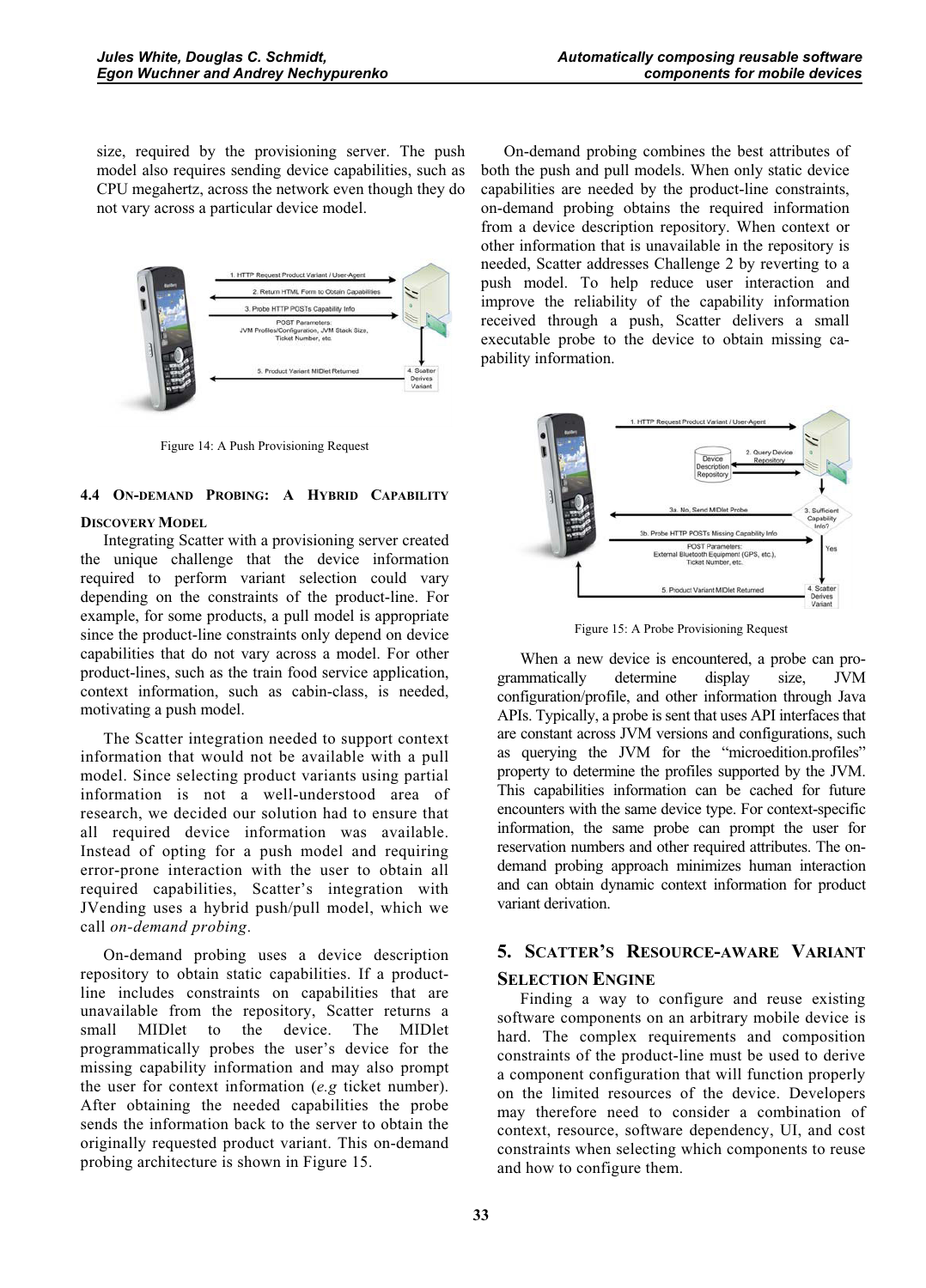size, required by the provisioning server. The push model also requires sending device capabilities, such as CPU megahertz, across the network even though they do not vary across a particular device model.

Figure 14: A Push Provisioning Request

### 4.4 On-demand Probing: A Hybrid Capability Discovery Model

Integrating Scatter with a provisioning server created the unique challenge that the device information required to perform variant selection could vary depending on the constraints of the product-line. For example, for some products, a pull model is appropriate since the product-line constraints only depend on device capabilities that do not vary across a model. For other product-lines, such as the train food service application, context information, such as cabin-class, is needed, motivating a push model.

The Scatter integration needed to support context information that would not be available with a pull model. Since selecting product variants using partial information is not a well-understood area of research, we decided our solution had to ensure that all required device information was available. Instead of opting for a push model and requiring error-prone interaction with the user to obtain all required capabilities, Scatter's integration with JVending uses a hybrid push/pull model, which we call *on-demand probing*.

On-demand probing uses a device description repository to obtain static capabilities. If a product-line includes constraints on capabilities that are unavailable from the repository, Scatter returns a small MIDlet to the device. The MIDlet programmatically probes the user's device for the missing capability information and may also prompt the user for context information (*e.g* ticket number). After obtaining the needed capabilities the probe sends the information back to the server to obtain the originally requested product variant. This on-demand probing architecture is shown in Figure 15.

On-demand probing combines the best attributes of both the push and pull models. When only static device capabilities are needed by the product-line constraints, on-demand probing obtains the required information from a device description repository. When context or other information that is unavailable in the repository is needed, Scatter addresses Challenge 2 by reverting to a push model. To help reduce user interaction and improve the reliability of the capability information received through a push, Scatter delivers a small executable probe to the device to obtain missing capability information.

Figure 15: A Probe Provisioning Request

When a new device is encountered, a probe can programatically determine display size, JVM configuration/profile, and other information through Java APIs. Typically, a probe is sent that uses API interfaces that are constant across JVM versions and configurations, such as querying the JVM for the "microedition.profiles" property to determine the profiles supported by the JVM. This capabilities information can be cached for future encounters with the same device type. For context-specific information, the same probe can prompt the user for reservation numbers and other required attributes. The on-demand probing approach minimizes human interaction and can obtain dynamic context information for product variant derivation.

## 5. Scatter's Resource-aware Variant Selection Engine

Finding a way to configure and reuse existing software components on an arbitrary mobile device is hard. The complex requirements and composition constraints of the product-line must be used to derive a component configuration that will function properly on the limited resources of the device. Developers may therefore need to consider a combination of context, resource, software dependency, UI, and cost constraints when selecting which components to reuse and how to configure them.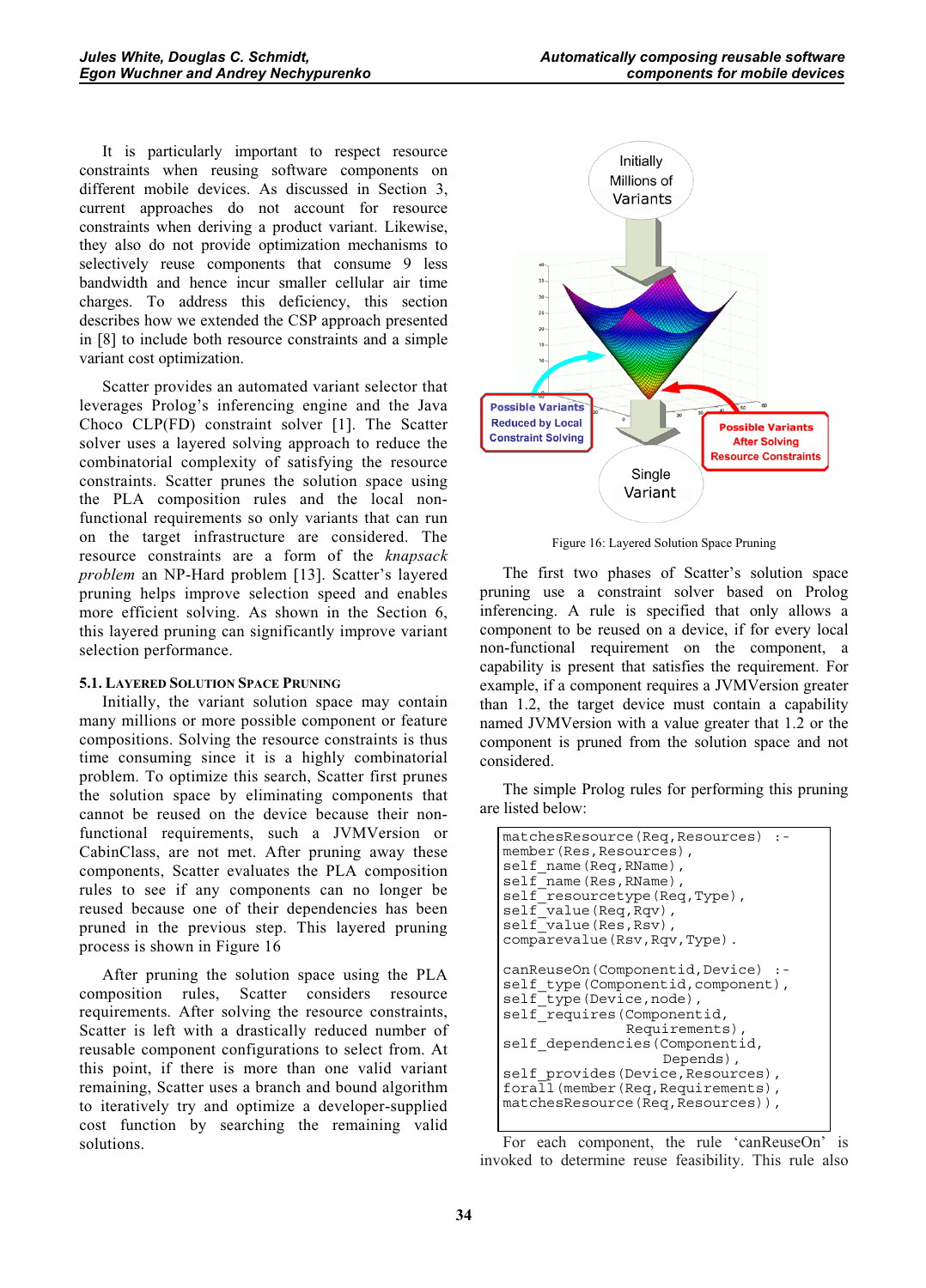It is particularly important to respect resource constraints when reusing software components on different mobile devices. As discussed in Section 3, current approaches do not account for resource constraints when deriving a product variant. Likewise, they also do not provide optimization mechanisms to selectively reuse components that consume 9 less bandwidth and hence incur smaller cellular air time charges. To address this deficiency, this section describes how we extended the CSP approach presented in [8] to include both resource constraints and a simple variant cost optimization.

Scatter provides an automated variant selector that leverages Prolog's inferencing engine and the Java Choco CLP(FD) constraint solver [1]. The Scatter solver uses a layered solving approach to reduce the combinatorial complexity of satisfying the resource constraints. Scatter prunes the solution space using the PLA composition rules and the local non-functional requirements so only variants that can run on the target infrastructure are considered. The resource constraints are a form of the *knapsack problem* an NP-Hard problem [13]. Scatter's layered pruning helps improve selection speed and enables more efficient solving. As shown in the Section 6, this layered pruning can significantly improve variant selection performance.

### 5.1. Layered Solution Space Pruning

Initially, the variant solution space may contain many millions or more possible component or feature compositions. Solving the resource constraints is thus time consuming since it is a highly combinatorial problem. To optimize this search, Scatter first prunes the solution space by eliminating components that cannot be reused on the device because their non-functional requirements, such a JVMVersion or CabinClass, are not met. After pruning away these components, Scatter checks the PLA composition rules to see if any components can no longer be reused because one of their dependencies has been pruned in the previous step. This layered pruning process is shown in Figure 16

After pruning the solution space using the PLA composition rules, Scatter considers resource requirements. After solving the resource constraints, Scatter is left with a drastically reduced number of reusable component configurations to select from. At this point, if there is more than one valid variant remaining, Scatter uses a branch and bound algorithm to iteratively try and optimize a developer-supplied cost function by searching the remaining valid solutions.

Figure 16: Layered Solution Space Pruning

The first two phases of Scatter's solution space pruning use a constraint solver based on Prolog inferencing. A rule is specified that only allows a component to be reused on a device, if for every local non-functional requirement on the component, a capability is present that satisfies the requirement. For example, if a component requires a JVMVersion greater than 1.2, the target device must contain a capability named JVMVersion with a value greater that 1.2 or the component is pruned from the solution space and not considered.

The simple Prolog rules for performing this pruning are listed below:

```
matchesResource(Req,Resources)  :-
member(Res,Resources),
self_name(Req,RName),
self_name(Res,RName),
self_resourcetype(Req,Type),
self_value(Req,Rqv),
self_value(Res,Rsv),
comparevalue(Rsv,Rqv,Type).

canReuseOn(Componentid,Device)  :-
self_type(Componentid,component),
self_type(Device,node),
self_requires(Componentid,
                  Requirements),
self_dependencies(Componentid,
                     Depends),
self_provides(Device,Resources),
forall(member(Req,Requirements),
matchesResource(Req,Resources)),
```

For each component, the rule 'canReuseOn' is invoked to determine reuse feasibility. This rule also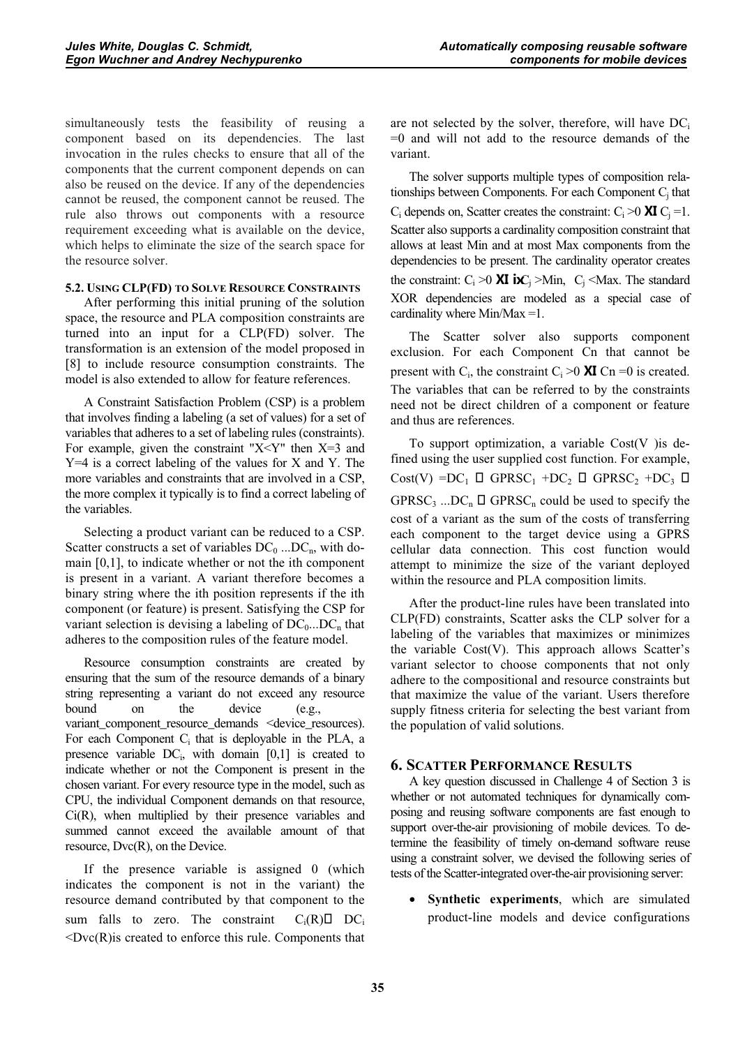simultaneously tests the feasibility of reusing a component based on its dependencies. The last invocation in the rules checks to ensure that all of the components that the current component depends on can also be reused on the device. If any of the dependencies cannot be reused, the component cannot be reused. The rule also throws out components with a resource requirement exceeding what is available on the device, which helps to eliminate the size of the search space for the resource solver.

### 5.2. Using CLP(FD) to Solve Resource Constraints

After performing this initial pruning of the solution space, the resource and PLA composition constraints are turned into an input for a CLP(FD) solver. The transformation is an extension of the model proposed in [8] to include resource consumption constraints. The model is also extended to allow for feature references.

A Constraint Satisfaction Problem (CSP) is a problem that involves finding a labeling (a set of values) for a set of variables that adheres to a set of labeling rules (constraints). For example, given the constraint "X<Y" then X=3 and Y=4 is a correct labeling of the values for X and Y. The more variables and constraints that are involved in a CSP, the more complex it typically is to find a correct labeling of the variables.

Selecting a product variant can be reduced to a CSP. Scatter constructs a set of variables $DC_0 ... DC_n$, with domain [0,1], to indicate whether or not the ith component is present in a variant. A variant therefore becomes a binary string where the ith position represents if the ith component (or feature) is present. Satisfying the CSP for variant selection is devising a labeling of $DC_0 ... DC_n$ that adheres to the composition rules of the feature model.

Resource consumption constraints are created by ensuring that the sum of the resource demands of a binary string representing a variant do not exceed any resource bound on the device (e.g., variant_component_resource_demands <device_resources). For each Component $C_i$ that is deployable in the PLA, a presence variable $DC_i$, with domain [0,1] is created to indicate whether or not the Component is present in the chosen variant. For every resource type in the model, such as CPU, the individual Component demands on that resource, $C_i(R)$, when multiplied by their presence variables and summed cannot exceed the available amount of that resource, $Dvc(R)$, on the Device.

If the presence variable is assigned 0 (which indicates the component is not in the variant) the resource demand contributed by that component to the sum falls to zero. The constraint $\sum C_i(R) * DC_i < Dvc(R)$ is created to enforce this rule. Components that are not selected by the solver, therefore, will have $DC_i = 0$ and will not add to the resource demands of the variant.

The solver supports multiple types of composition relationships between Components. For each Component $C_j$ that $C_i$ depends on, Scatter creates the constraint: $C_i > 0 \rightarrow C_j = 1$. Scatter also supports a cardinality composition constraint that allows at least Min and at most Max components from the dependencies to be present. The cardinality operator creates the constraint: $C_i > 0 \rightarrow \sum C_j > Min, \sum C_j < Max$. The standard XOR dependencies are modeled as a special case of cardinality where Min/Max =1.

The Scatter solver also supports component exclusion. For each Component Cn that cannot be present with $C_i$, the constraint $C_i > 0 \rightarrow Cn = 0$ is created. The variables that can be referred to by the constraints need not be direct children of a component or feature and thus are references.

To support optimization, a variable Cost(V ) is defined using the user supplied cost function. For example, $Cost(V) = DC_1 * GPRSC_1 + DC_2 * GPRSC_2 + DC_3 * GPRSC_3 ... DC_n * GPRSC_n$ could be used to specify the cost of a variant as the sum of the costs of transferring each component to the target device using a GPRS cellular data connection. This cost function would attempt to minimize the size of the variant deployed within the resource and PLA composition limits.

After the product-line rules have been translated into CLP(FD) constraints, Scatter asks the CLP solver for a labeling of the variables that maximizes or minimizes the variable Cost(V). This approach allows Scatter's variant selector to choose components that not only adhere to the compositional and resource constraints but that maximize the value of the variant. Users therefore supply fitness criteria for selecting the best variant from the population of valid solutions.

## 6. Scatter Performance Results

A key question discussed in Challenge 4 of Section 3 is whether or not automated techniques for dynamically composing and reusing software components are fast enough to support over-the-air provisioning of mobile devices. To determine the feasibility of timely on-demand software reuse using a constraint solver, we devised the following series of tests of the Scatter-integrated over-the-air provisioning server:

- **Synthetic experiments**, which are simulated product-line models and device configurations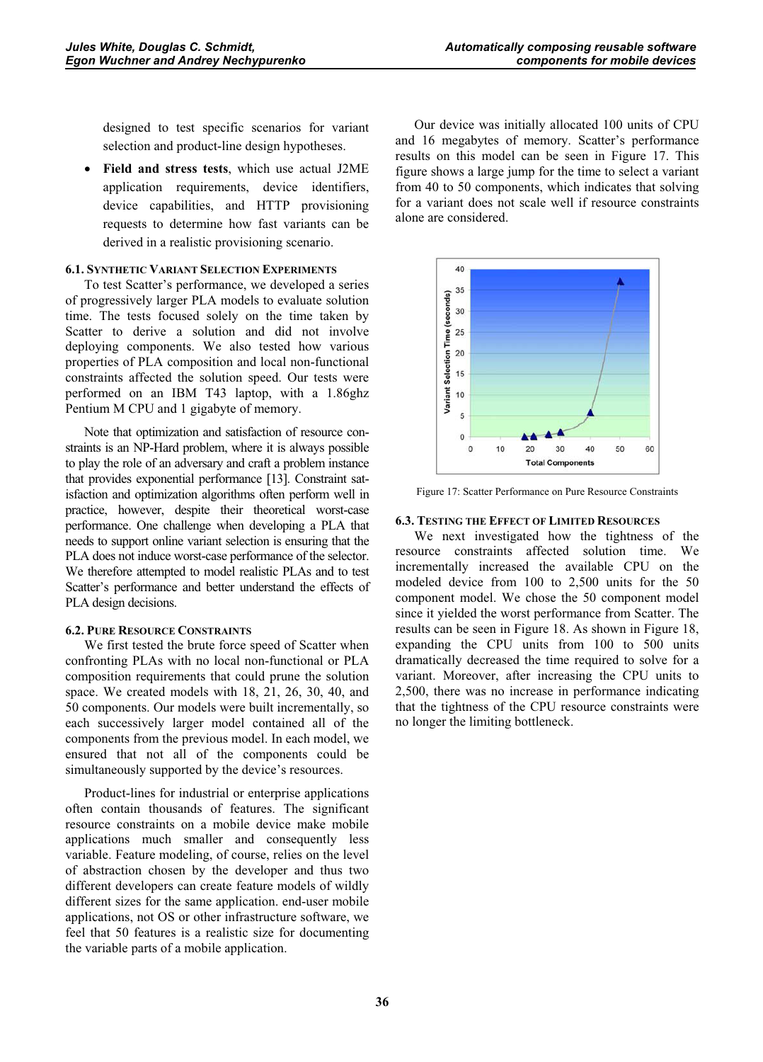designed to test specific scenarios for variant selection and product-line design hypotheses.

- **Field and stress tests**, which use actual J2ME application requirements, device identifiers, device capabilities, and HTTP provisioning requests to determine how fast variants can be derived in a realistic provisioning scenario.

### 6.1. Synthetic Variant Selection Experiments

To test Scatter's performance, we developed a series of progressively larger PLA models to evaluate solution time. The tests focused solely on the time taken by Scatter to derive a solution and did not involve deploying components. We also tested how various properties of PLA composition and local non-functional constraints affected the solution speed. Our tests were performed on an IBM T43 laptop, with a 1.86ghz Pentium M CPU and 1 gigabyte of memory.

Note that optimization and satisfaction of resource constraints is an NP-Hard problem, where it is always possible to play the role of an adversary and craft a problem instance that provides exponential performance [13]. Constraint satisfaction and optimization algorithms often perform well in practice, however, despite their theoretical worst-case performance. One challenge when developing a PLA that needs to support online variant selection is ensuring that the PLA does not induce worst-case performance of the selector. We therefore attempted to model realistic PLAs and to test Scatter's performance and better understand the effects of PLA design decisions.

### 6.2. Pure Resource Constraints

We first tested the brute force speed of Scatter when confronting PLAs with no local non-functional or PLA composition requirements that could prune the solution space. We created models with 18, 21, 26, 30, 40, and 50 components. Our models were built incrementally, so each successively larger model contained all of the components from the previous model. In each model, we ensured that not all of the components could be simultaneously supported by the device's resources.

Product-lines for industrial or enterprise applications often contain thousands of features. The significant resource constraints on a mobile device make mobile applications much smaller and consequently less variable. Feature modeling, of course, relies on the level of abstraction chosen by the developer and thus two different developers can create feature models of wildly different sizes for the same application. end-user mobile applications, not OS or other infrastructure software, we feel that 50 features is a realistic size for documenting the variable parts of a mobile application.

Our device was initially allocated 100 units of CPU and 16 megabytes of memory. Scatter's performance results on this model can be seen in Figure 17. This figure shows a large jump for the time to select a variant from 40 to 50 components, which indicates that solving for a variant does not scale well if resource constraints alone are considered.

Figure 17: Scatter Performance on Pure Resource Constraints

### 6.3. Testing the Effect of Limited Resources

We next investigated how the tightness of the resource constraints affected solution time. We incrementally increased the available CPU on the modeled device from 100 to 2,500 units for the 50 component model. We chose the 50 component model since it yielded the worst performance from Scatter. The results can be seen in Figure 18. As shown in Figure 18, expanding the CPU units from 100 to 500 units dramatically decreased the time required to solve for a variant. Moreover, after increasing the CPU units to 2,500, there was no increase in performance indicating that the tightness of the CPU resource constraints were no longer the limiting bottleneck.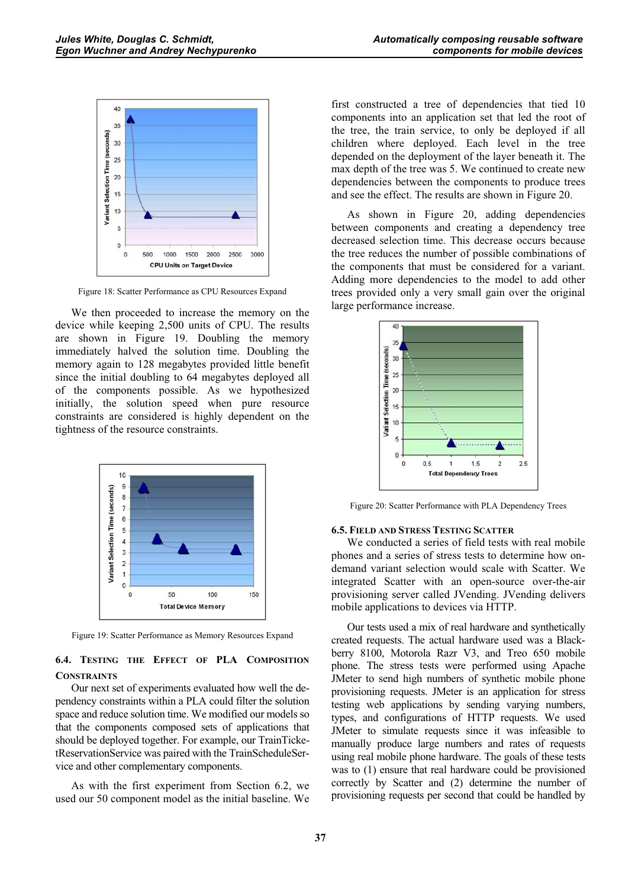Figure 18: Scatter Performance as CPU Resources Expand

We then proceeded to increase the memory on the device while keeping 2,500 units of CPU. The results are shown in Figure 19. Doubling the memory immediately halved the solution time. Doubling the memory again to 128 megabytes provided little benefit since the initial doubling to 64 megabytes deployed all of the components possible. As we hypothesized initially, the solution speed when pure resource constraints are considered is highly dependent on the tightness of the resource constraints.

Figure 19: Scatter Performance as Memory Resources Expand

### 6.4. Testing the Effect of PLA Composition Constraints

Our next set of experiments evaluated how well the dependency constraints within a PLA could filter the solution space and reduce solution time. We modified our models so that the components composed sets of applications that should be deployed together. For example, our TrainTicketReservationService was paired with the TrainScheduleService and other complementary components.

As with the first experiment from Section 6.2, we used our 50 component model as the initial baseline. We first constructed a tree of dependencies that tied 10 components into an application set that led the root of the tree, the train service, to only be deployed if all children where deployed. Each level in the tree depended on the deployment of the layer beneath it. The max depth of the tree was 5. We continued to create new dependencies between the components to produce trees and see the effect. The results are shown in Figure 20.

As shown in Figure 20, adding dependencies between components and creating a dependency tree decreased selection time. This decrease occurs because the tree reduces the number of possible combinations of the components that must be considered for a variant. Adding more dependencies to the model to add other trees provided only a very small gain over the original large performance increase.

Figure 20: Scatter Performance with PLA Dependency Trees

### 6.5. Field and Stress Testing Scatter

We conducted a series of field tests with real mobile phones and a series of stress tests to determine how on-demand variant selection would scale with Scatter. We integrated Scatter with an open-source over-the-air provisioning server called JVending. JVending delivers mobile applications to devices via HTTP.

Our tests used a mix of real hardware and synthetically created requests. The actual hardware used was a Blackberry 8100, Motorola Razr V3, and Treo 650 mobile phone. The stress tests were performed using Apache JMeter to send high numbers of synthetic mobile phone provisioning requests. JMeter is an application for stress testing web applications by sending varying numbers, types, and configurations of HTTP requests. We used JMeter to simulate requests since it was infeasible to manually produce large numbers and rates of requests using real mobile phone hardware. The goals of these tests was to (1) ensure that real hardware could be provisioned correctly by Scatter and (2) determine the number of provisioning requests per second that could be handled by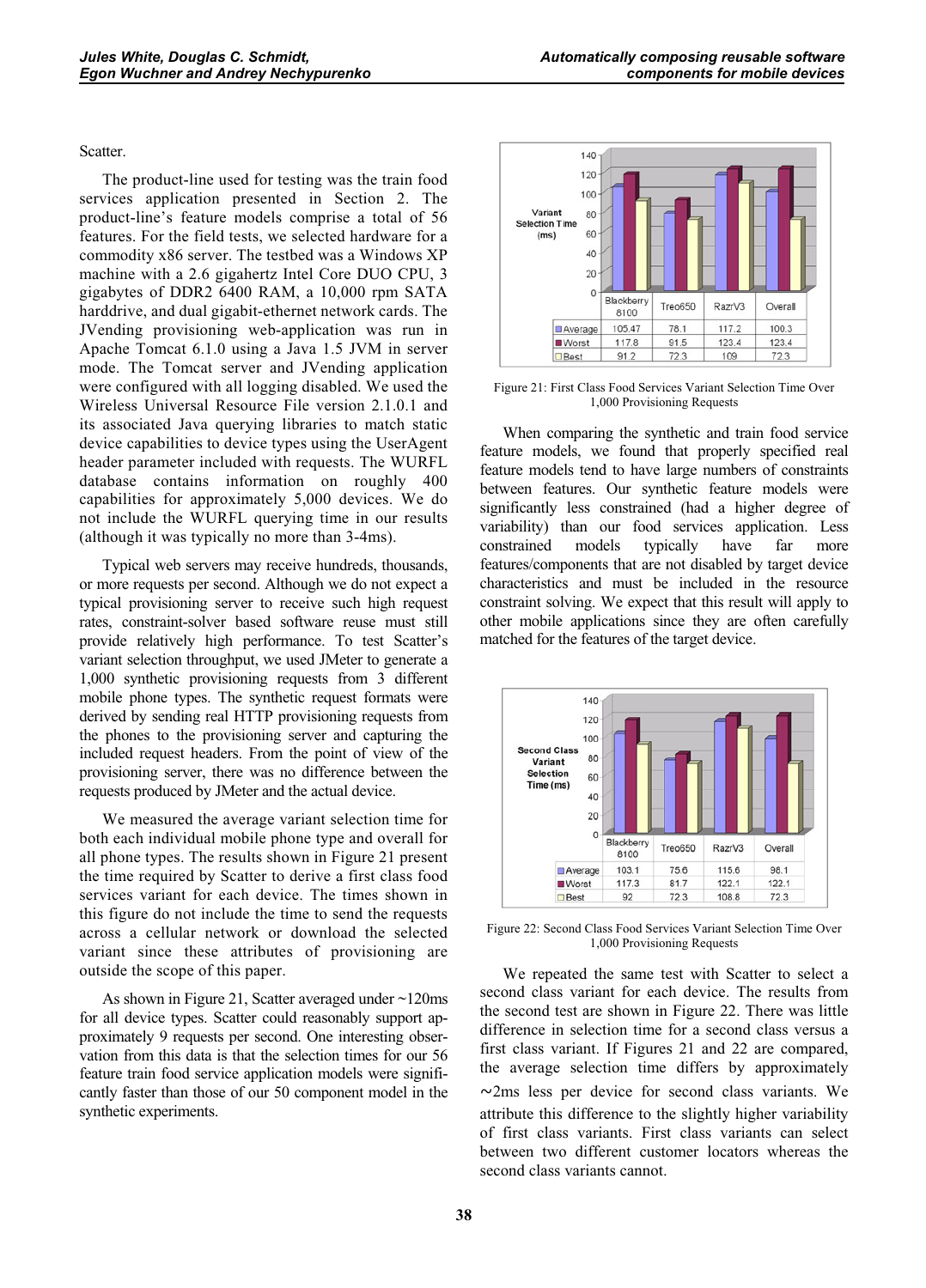Scatter.

The product-line used for testing was the train food services application presented in Section 2. The product-line's feature models comprise a total of 56 features. For the field tests, we selected hardware for a commodity x86 server. The testbed was a Windows XP machine with a 2.6 gigahertz Intel Core DUO CPU, 3 gigabytes of DDR2 6400 RAM, a 10,000 rpm SATA harddrive, and dual gigabit-ethernet network cards. The JVending provisioning web-application was run in Apache Tomcat 6.1.0 using a Java 1.5 JVM in server mode. The Tomcat server and JVending application were configured with all logging disabled. We used the Wireless Universal Resource File version 2.1.0.1 and its associated Java querying libraries to match static device capabilities to device types using the UserAgent header parameter included with requests. The WURFL database contains information on roughly 400 capabilities for approximately 5,000 devices. We do not include the WURFL querying time in our results (although it was typically no more than 3-4ms).

Typical web servers may receive hundreds, thousands, or more requests per second. Although we do not expect a typical provisioning server to receive such high request rates, constraint-solver based software reuse must still provide relatively high performance. To test Scatter's variant selection throughput, we used JMeter to generate a 1,000 synthetic provisioning requests from 3 different mobile phone types. The synthetic request formats were derived by sending real HTTP provisioning requests from the phones to the provisioning server and capturing the included request headers. From the point of view of the provisioning server, there was no difference between the requests produced by JMeter and the actual device.

We measured the average variant selection time for both each individual mobile phone type and overall for all phone types. The results shown in Figure 21 present the time required by Scatter to derive a first class food services variant for each device. The times shown in this figure do not include the time to send the requests across a cellular network or download the selected variant since these attributes of provisioning are outside the scope of this paper.

As shown in Figure 21, Scatter averaged under ~120ms for all device types. Scatter could reasonably support approximately 9 requests per second. One interesting observation from this data is that the selection times for our 56 feature train food service application models were significantly faster than those of our 50 component model in the synthetic experiments.

Variant Selection Time (ms)

| | Blackberry 8100 | Treo650 | RazrV3 | Overall |
|---|---|---|---|---|
| Average | 105.47 | 78.1 | 117.2 | 100.3 |
| Worst | 117.8 | 91.5 | 123.4 | 123.4 |
| Best | 91.2 | 72.3 | 109 | 72.3 |

Figure 21: First Class Food Services Variant Selection Time Over 1,000 Provisioning Requests

When comparing the synthetic and train food service feature models, we found that properly specified real feature models tend to have large numbers of constraints between features. Our synthetic feature models were significantly less constrained (had a higher degree of variability) than our food services application. Less constrained models typically have far more features/components that are not disabled by target device characteristics and must be included in the resource constraint solving. We expect that this result will apply to other mobile applications since they are often carefully matched for the features of the target device.

Second Class Variant Selection Time (ms)

| | Blackberry 8100 | Treo650 | RazrV3 | Overall |
|---|---|---|---|---|
| Average | 103.1 | 75.6 | 115.6 | 98.1 |
| Worst | 117.3 | 81.7 | 122.1 | 122.1 |
| Best | 92 | 72.3 | 108.8 | 72.3 |

Figure 22: Second Class Food Services Variant Selection Time Over 1,000 Provisioning Requests

We repeated the same test with Scatter to select a second class variant for each device. The results from the second test are shown in Figure 22. There was little difference in selection time for a second class versus a first class variant. If Figures 21 and 22 are compared, the average selection time differs by approximately ~2ms less per device for second class variants. We attribute this difference to the slightly higher variability of first class variants. First class variants can select between two different customer locators whereas the second class variants cannot.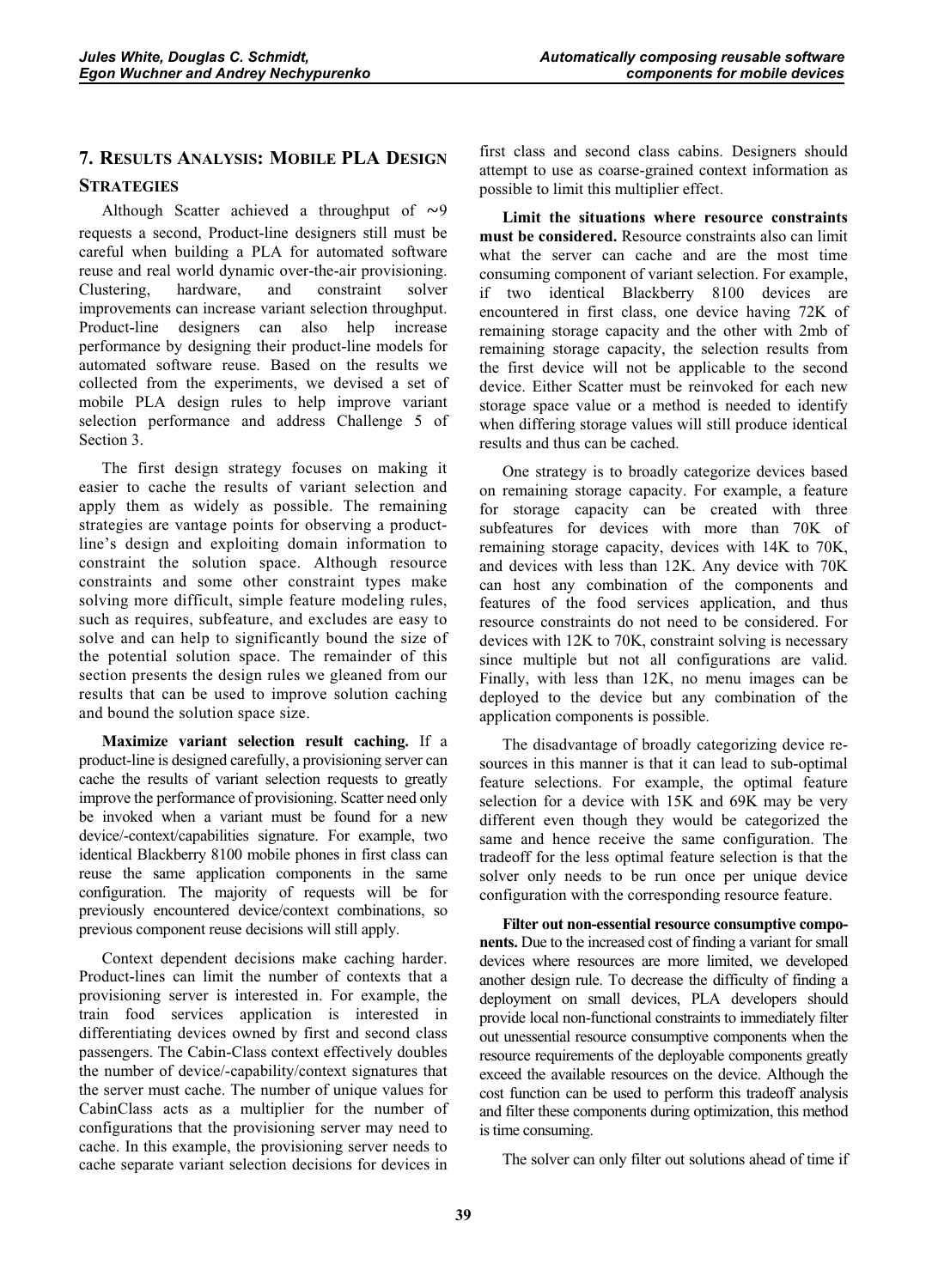## 7. Results Analysis: Mobile PLA Design Strategies

Although Scatter achieved a throughput of ~9 requests a second, Product-line designers still must be careful when building a PLA for automated software reuse and real world dynamic over-the-air provisioning. Clustering, hardware, and constraint solver improvements can increase variant selection throughput. Product-line designers can also help increase performance by designing their product-line models for automated software reuse. Based on the results we collected from the experiments, we devised a set of mobile PLA design rules to help improve variant selection performance and address Challenge 5 of Section 3.

The first design strategy focuses on making it easier to cache the results of variant selection and apply them as widely as possible. The remaining strategies are vantage points for observing a product-line's design and exploiting domain information to constraint the solution space. Although resource constraints and some other constraint types make solving more difficult, simple feature modeling rules, such as requires, subfeature, and excludes are easy to solve and can help to significantly bound the size of the potential solution space. The remainder of this section presents the design rules we gleaned from our results that can be used to improve solution caching and bound the solution space size.

**Maximize variant selection result caching.** If a product-line is designed carefully, a provisioning server can cache the results of variant selection requests to greatly improve the performance of provisioning. Scatter need only be invoked when a variant must be found for a new device/-context/capabilities signature. For example, two identical Blackberry 8100 mobile phones in first class can reuse the same application components in the same configuration. The majority of requests will be for previously encountered device/context combinations, so previous component reuse decisions will still apply.

Context dependent decisions make caching harder. Product-lines can limit the number of contexts that a provisioning server is interested in. For example, the train food services application is interested in differentiating devices owned by first and second class passengers. The Cabin-Class context effectively doubles the number of device/-capability/context signatures that the server must cache. The number of unique values for CabinClass acts as a multiplier for the number of configurations that the provisioning server may need to cache. In this example, the provisioning server needs to cache separate variant selection decisions for devices in first class and second class cabins. Designers should attempt to use as coarse-grained context information as possible to limit this multiplier effect.

**Limit the situations where resource constraints must be considered.** Resource constraints also can limit what the server can cache and are the most time consuming component of variant selection. For example, if two identical Blackberry 8100 devices are encountered in first class, one device having 72K of remaining storage capacity and the other with 2mb of remaining storage capacity, the selection results from the first device will not be applicable to the second device. Either Scatter must be reinvoked for each new storage space value or a method is needed to identify when differing storage values will still produce identical results and thus can be cached.

One strategy is to broadly categorize devices based on remaining storage capacity. For example, a feature for storage capacity can be created with three subfeatures for devices with more than 70K of remaining storage capacity, devices with 14K to 70K, and devices with less than 12K. Any device with 70K can host any combination of the components and features of the food services application, and thus resource constraints do not need to be considered. For devices with 12K to 70K, constraint solving is necessary since multiple but not all configurations are valid. Finally, with less than 12K, no menu images can be deployed to the device but any combination of the application components is possible.

The disadvantage of broadly categorizing device resources in this manner is that it can lead to sub-optimal feature selections. For example, the optimal feature selection for a device with 15K and 69K may be very different even though they would be categorized the same and hence receive the same configuration. The tradeoff for the less optimal feature selection is that the solver only needs to be run once per unique device configuration with the corresponding resource feature.

**Filter out non-essential resource consumptive components.** Due to the increased cost of finding a variant for small devices where resources are more limited, we developed another design rule. To decrease the difficulty of finding a deployment on small devices, PLA developers should provide local non-functional constraints to immediately filter out unessential resource consumptive components when the resource requirements of the deployable components greatly exceed the available resources on the device. Although the cost function can be used to perform this tradeoff analysis and filter these components during optimization, this method is time consuming.

The solver can only filter out solutions ahead of time if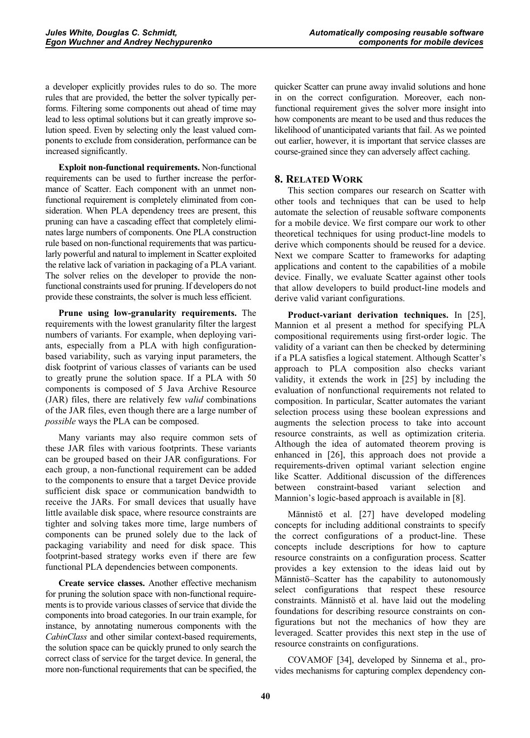a developer explicitly provides rules to do so. The more rules that are provided, the better the solver typically performs. Filtering some components out ahead of time may lead to less optimal solutions but it can greatly improve solution speed. Even by selecting only the least valued components to exclude from consideration, performance can be increased significantly.

**Exploit non-functional requirements.** Non-functional requirements can be used to further increase the performance of Scatter. Each component with an unmet non-functional requirement is completely eliminated from consideration. When PLA dependency trees are present, this pruning can have a cascading effect that completely eliminates large numbers of components. One PLA construction rule based on non-functional requirements that was particularly powerful and natural to implement in Scatter exploited the relative lack of variation in packaging of a PLA variant. The solver relies on the developer to provide the non-functional constraints used for pruning. If developers do not provide these constraints, the solver is much less efficient.

**Prune using low-granularity requirements.** The requirements with the lowest granularity filter the largest numbers of variants. For example, when deploying variants, especially from a PLA with high configuration-based variability, such as varying input parameters, the disk footprint of various classes of variants can be used to greatly prune the solution space. If a PLA with 50 components is composed of 5 Java Archive Resource (JAR) files, there are relatively few *valid* combinations of the JAR files, even though there are a large number of *possible* ways the PLA can be composed.

Many variants may also require common sets of these JAR files with various footprints. These variants can be grouped based on their JAR configurations. For each group, a non-functional requirement can be added to the components to ensure that a target Device provide sufficient disk space or communication bandwidth to receive the JARs. For small devices that usually have little available disk space, where resource constraints are tighter and solving takes more time, large numbers of components can be pruned solely due to the lack of packaging variability and need for disk space. This footprint-based strategy works even if there are few functional PLA dependencies between components.

**Create service classes.** Another effective mechanism for pruning the solution space with non-functional requirements is to provide various classes of service that divide the components into broad categories. In our train example, for instance, by annotating numerous components with the *CabinClass* and other similar context-based requirements, the solution space can be quickly pruned to only search the correct class of service for the target device. In general, the more non-functional requirements that can be specified, the quicker Scatter can prune away invalid solutions and hone in on the correct configuration. Moreover, each non-functional requirement gives the solver more insight into how components are meant to be used and thus reduces the likelihood of unanticipated variants that fail. As we pointed out earlier, however, it is important that service classes are course-grained since they can adversely affect caching.

## 8. Related Work

This section compares our research on Scatter with other tools and techniques that can be used to help automate the selection of reusable software components for a mobile device. We first compare our work to other theoretical techniques for using product-line models to derive which components should be reused for a device. Next we compare Scatter to frameworks for adapting applications and content to the capabilities of a mobile device. Finally, we evaluate Scatter against other tools that allow developers to build product-line models and derive valid variant configurations.

**Product-variant derivation techniques.** In [25], Mannion et al present a method for specifying PLA compositional requirements using first-order logic. The validity of a variant can then be checked by determining if a PLA satisfies a logical statement. Although Scatter's approach to PLA composition also checks variant validity, it extends the work in [25] by including the evaluation of nonfunctional requirements not related to composition. In particular, Scatter automates the variant selection process using these boolean expressions and augments the selection process to take into account resource constraints, as well as optimization criteria. Although the idea of automated theorem proving is enhanced in [26], this approach does not provide a requirements-driven optimal variant selection engine like Scatter. Additional discussion of the differences between constraint-based variant selection and Mannion's logic-based approach is available in [8].

Männistö et al. [27] have developed modeling concepts for including additional constraints to specify the correct configurations of a product-line. These concepts include descriptions for how to capture resource constraints on a configuration process. Scatter provides a key extension to the ideas laid out by Männistö–Scatter has the capability to autonomously select configurations that respect these resource constraints. Männistö et al. have laid out the modeling foundations for describing resource constraints on configurations but not the mechanics of how they are leveraged. Scatter provides this next step in the use of resource constraints on configurations.

COVAMOF [34], developed by Sinnema et al., provides mechanisms for capturing complex dependency con-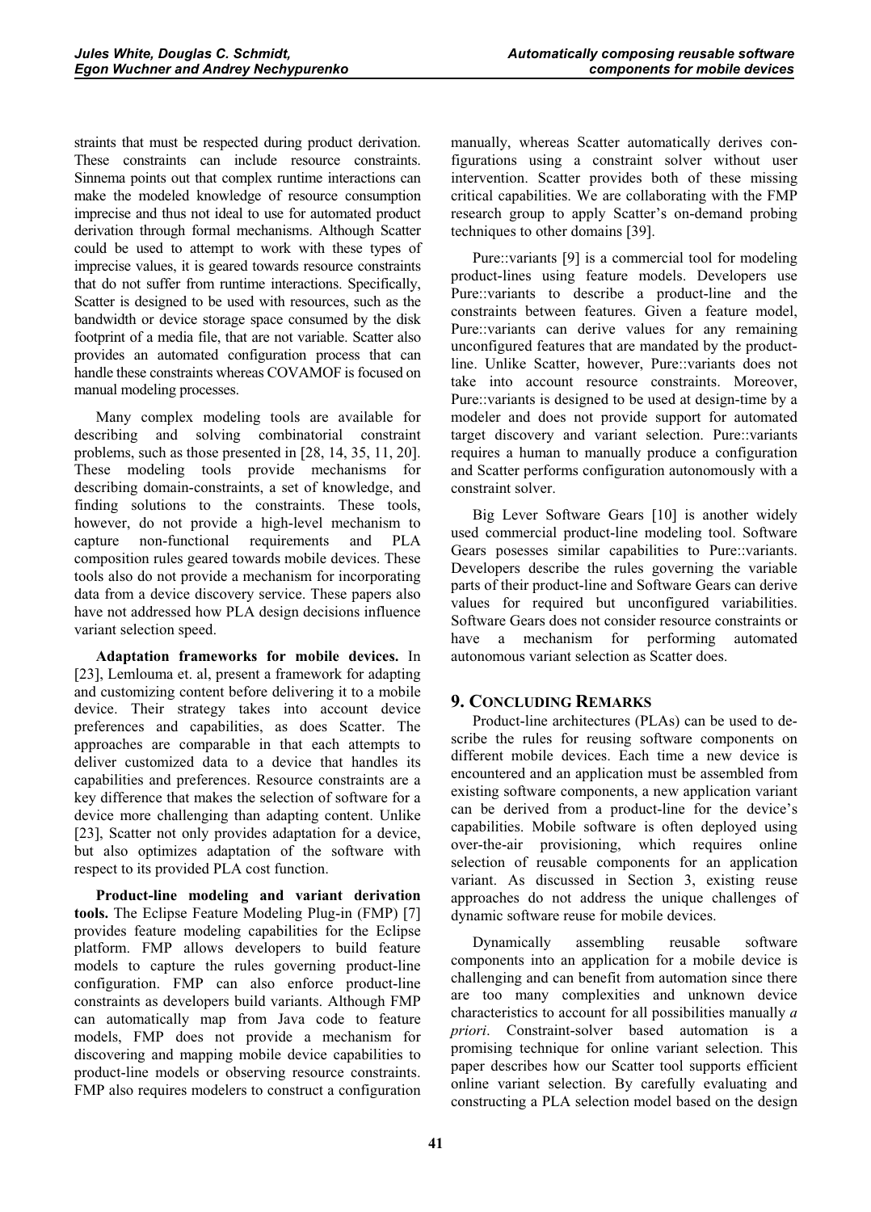straints that must be respected during product derivation. These constraints can include resource constraints. Sinnema points out that complex runtime interactions can make the modeled knowledge of resource consumption imprecise and thus not ideal to use for automated product derivation through formal mechanisms. Although Scatter could be used to attempt to work with these types of imprecise values, it is geared towards resource constraints that do not suffer from runtime interactions. Specifically, Scatter is designed to be used with resources, such as the bandwidth or device storage space consumed by the disk footprint of a media file, that are not variable. Scatter also provides an automated configuration process that can handle these constraints whereas COVAMOF is focused on manual modeling processes.

Many complex modeling tools are available for describing and solving combinatorial constraint problems, such as those presented in [28, 14, 35, 11, 20]. These modeling tools provide mechanisms for describing domain-constraints, a set of knowledge, and finding solutions to the constraints. These tools, however, do not provide a high-level mechanism to capture non-functional requirements and PLA composition rules geared towards mobile devices. These tools also do not provide a mechanism for incorporating data from a device discovery service. These papers also have not addressed how PLA design decisions influence variant selection speed.

**Adaptation frameworks for mobile devices.** In [23], Lemlouma et. al, present a framework for adapting and customizing content before delivering it to a mobile device. Their strategy takes into account device preferences and capabilities, as does Scatter. The approaches are comparable in that each attempts to deliver customized data to a device that handles its capabilities and preferences. Resource constraints are a key difference that makes the selection of software for a device more challenging than adapting content. Unlike [23], Scatter not only provides adaptation for a device, but also optimizes adaptation of the software with respect to its provided PLA cost function.

**Product-line modeling and variant derivation tools.** The Eclipse Feature Modeling Plug-in (FMP) [7] provides feature modeling capabilities for the Eclipse platform. FMP allows developers to build feature models to capture the rules governing product-line configuration. FMP can also enforce product-line constraints as developers build variants. Although FMP can automatically map from Java code to feature models, FMP does not provide a mechanism for discovering and mapping mobile device capabilities to product-line models or observing resource constraints. FMP also requires modelers to construct a configuration manually, whereas Scatter automatically derives configurations using a constraint solver without user intervention. Scatter provides both of these missing critical capabilities. We are collaborating with the FMP research group to apply Scatter's on-demand probing techniques to other domains [39].

Pure::variants [9] is a commercial tool for modeling product-lines using feature models. Developers use Pure::variants to describe a product-line and the constraints between features. Given a feature model, Pure::variants can derive values for any remaining unconfigured features that are mandated by the product-line. Unlike Scatter, however, Pure::variants does not take into account resource constraints. Moreover, Pure::variants is designed to be used at design-time by a modeler and does not provide support for automated target discovery and variant selection. Pure::variants requires a human to manually produce a configuration and Scatter performs configuration autonomously with a constraint solver.

Big Lever Software Gears [10] is another widely used commercial product-line modeling tool. Software Gears posesses similar capabilities to Pure::variants. Developers describe the rules governing the variable parts of their product-line and Software Gears can derive values for required but unconfigured variabilities. Software Gears does not consider resource constraints or have a mechanism for performing automated autonomous variant selection as Scatter does.

## 9. Concluding Remarks

Product-line architectures (PLAs) can be used to describe the rules for reusing software components on different mobile devices. Each time a new device is encountered and an application must be assembled from existing software components, a new application variant can be derived from a product-line for the device's capabilities. Mobile software is often deployed using over-the-air provisioning, which requires online selection of reusable components for an application variant. As discussed in Section 3, existing reuse approaches do not address the unique challenges of dynamic software reuse for mobile devices.

Dynamically assembling reusable software components into an application for a mobile device is challenging and can benefit from automation since there are too many complexities and unknown device characteristics to account for all possibilities manually *a priori*. Constraint-solver based automation is a promising technique for online variant selection. This paper describes how our Scatter tool supports efficient online variant selection. By carefully evaluating and constructing a PLA selection model based on the design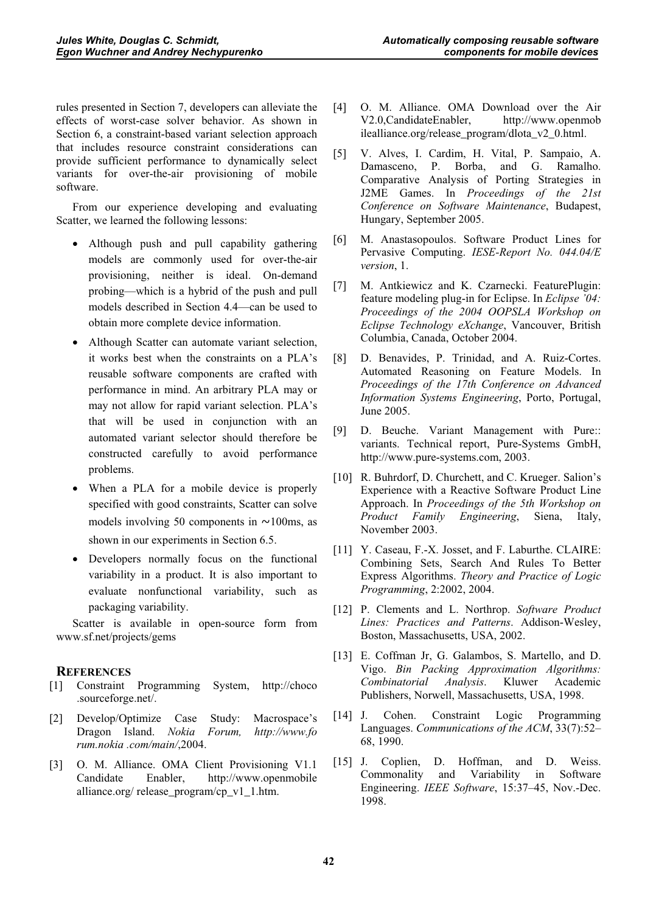rules presented in Section 7, developers can alleviate the effects of worst-case solver behavior. As shown in Section 6, a constraint-based variant selection approach that includes resource constraint considerations can provide sufficient performance to dynamically select variants for over-the-air provisioning of mobile software.

From our experience developing and evaluating Scatter, we learned the following lessons:

- Although push and pull capability gathering models are commonly used for over-the-air provisioning, neither is ideal. On-demand probing—which is a hybrid of the push and pull models described in Section 4.4—can be used to obtain more complete device information.
- Although Scatter can automate variant selection, it works best when the constraints on a PLA's reusable software components are crafted with performance in mind. An arbitrary PLA may or may not allow for rapid variant selection. PLA's that will be used in conjunction with an automated variant selector should therefore be constructed carefully to avoid performance problems.
- When a PLA for a mobile device is properly specified with good constraints, Scatter can solve models involving 50 components in ∼100ms, as shown in our experiments in Section 6.5.
- Developers normally focus on the functional variability in a product. It is also important to evaluate nonfunctional variability, such as packaging variability.

Scatter is available in open-source form from www.sf.net/projects/gems

## REFERENCES

[1] Constraint Programming System, http://choco .sourceforge.net/.

[2] Develop/Optimize Case Study: Macrospace's Dragon Island. *Nokia Forum, http://www.fo rum.nokia .com/main/*,2004.

[3] O. M. Alliance. OMA Client Provisioning V1.1 Candidate Enabler, http://www.openmobile alliance.org/ release_program/cp_v1_1.htm.

[4] O. M. Alliance. OMA Download over the Air V2.0,CandidateEnabler, http://www.openmob ilealliance.org/release_program/dlota_v2_0.html.

[5] V. Alves, I. Cardim, H. Vital, P. Sampaio, A. Damasceno, P. Borba, and G. Ramalho. Comparative Analysis of Porting Strategies in J2ME Games. In *Proceedings of the 21st Conference on Software Maintenance*, Budapest, Hungary, September 2005.

[6] M. Anastasopoulos. Software Product Lines for Pervasive Computing. *IESE-Report No. 044.04/E version*, 1.

[7] M. Antkiewicz and K. Czarnecki. FeaturePlugin: feature modeling plug-in for Eclipse. In *Eclipse '04: Proceedings of the 2004 OOPSLA Workshop on Eclipse Technology eXchange*, Vancouver, British Columbia, Canada, October 2004.

[8] D. Benavides, P. Trinidad, and A. Ruiz-Cortes. Automated Reasoning on Feature Models. In *Proceedings of the 17th Conference on Advanced Information Systems Engineering*, Porto, Portugal, June 2005.

[9] D. Beuche. Variant Management with Pure:: variants. Technical report, Pure-Systems GmbH, http://www.pure-systems.com, 2003.

[10] R. Buhrdorf, D. Churchett, and C. Krueger. Salion's Experience with a Reactive Software Product Line Approach. In *Proceedings of the 5th Workshop on Product Family Engineering*, Siena, Italy, November 2003.

[11] Y. Caseau, F.-X. Josset, and F. Laburthe. CLAIRE: Combining Sets, Search And Rules To Better Express Algorithms. *Theory and Practice of Logic Programming*, 2:2002, 2004.

[12] P. Clements and L. Northrop. *Software Product Lines: Practices and Patterns*. Addison-Wesley, Boston, Massachusetts, USA, 2002.

[13] E. Coffman Jr, G. Galambos, S. Martello, and D. Vigo. *Bin Packing Approximation Algorithms: Combinatorial Analysis*. Kluwer Academic Publishers, Norwell, Massachusetts, USA, 1998.

[14] J. Cohen. Constraint Logic Programming Languages. *Communications of the ACM*, 33(7):52–68, 1990.

[15] J. Coplien, D. Hoffman, and D. Weiss. Commonality and Variability in Software Engineering. *IEEE Software*, 15:37–45, Nov.-Dec. 1998.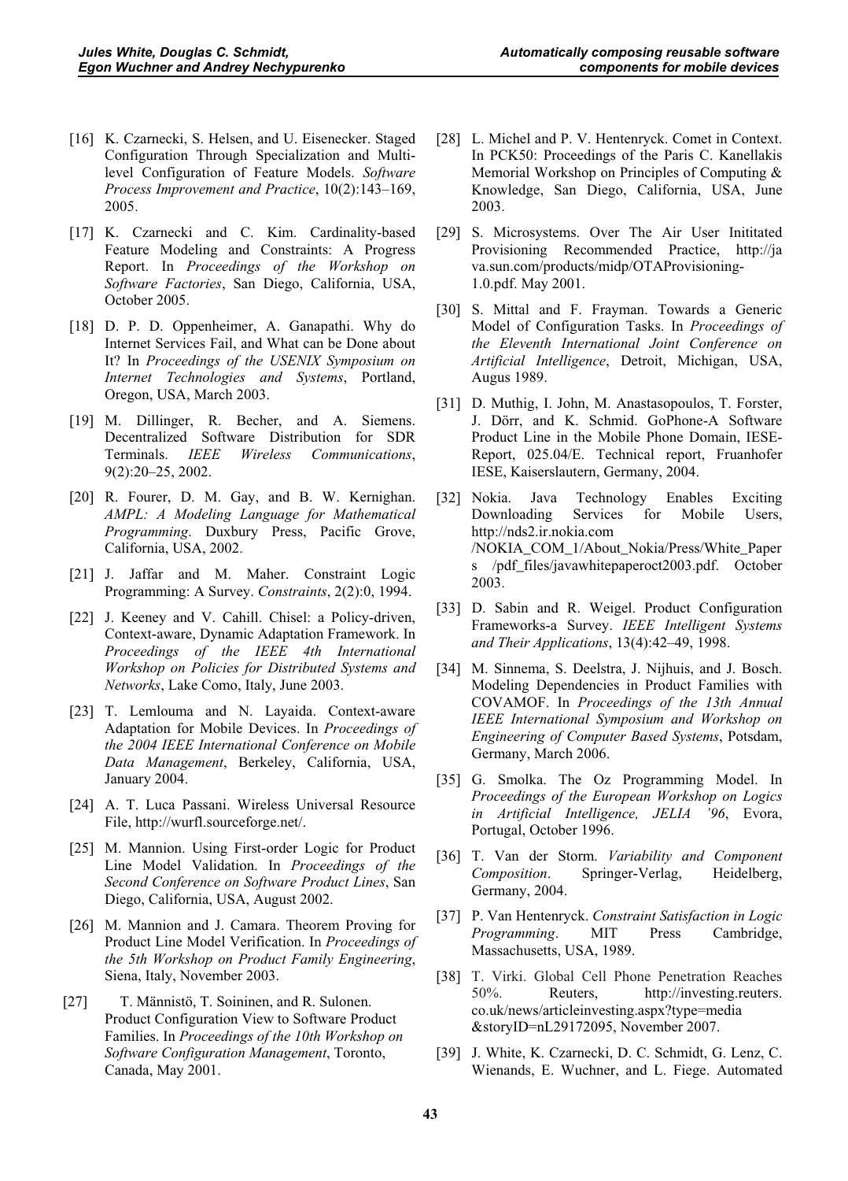[16] K. Czarnecki, S. Helsen, and U. Eisenecker. Staged Configuration Through Specialization and Multilevel Configuration of Feature Models. *Software Process Improvement and Practice*, 10(2):143–169, 2005.

[17] K. Czarnecki and C. Kim. Cardinality-based Feature Modeling and Constraints: A Progress Report. In *Proceedings of the Workshop on Software Factories*, San Diego, California, USA, October 2005.

[18] D. P. D. Oppenheimer, A. Ganapathi. Why do Internet Services Fail, and What can be Done about It? In *Proceedings of the USENIX Symposium on Internet Technologies and Systems*, Portland, Oregon, USA, March 2003.

[19] M. Dillinger, R. Becher, and A. Siemens. Decentralized Software Distribution for SDR Terminals. *IEEE Wireless Communications*, 9(2):20–25, 2002.

[20] R. Fourer, D. M. Gay, and B. W. Kernighan. *AMPL: A Modeling Language for Mathematical Programming*. Duxbury Press, Pacific Grove, California, USA, 2002.

[21] J. Jaffar and M. Maher. Constraint Logic Programming: A Survey. *Constraints*, 2(2):0, 1994.

[22] J. Keeney and V. Cahill. Chisel: a Policy-driven, Context-aware, Dynamic Adaptation Framework. In *Proceedings of the IEEE 4th International Workshop on Policies for Distributed Systems and Networks*, Lake Como, Italy, June 2003.

[23] T. Lemlouma and N. Layaida. Context-aware Adaptation for Mobile Devices. In *Proceedings of the 2004 IEEE International Conference on Mobile Data Management*, Berkeley, California, USA, January 2004.

[24] A. T. Luca Passani. Wireless Universal Resource File, http://wurfl.sourceforge.net/.

[25] M. Mannion. Using First-order Logic for Product Line Model Validation. In *Proceedings of the Second Conference on Software Product Lines*, San Diego, California, USA, August 2002.

[26] M. Mannion and J. Camara. Theorem Proving for Product Line Model Verification. In *Proceedings of the 5th Workshop on Product Family Engineering*, Siena, Italy, November 2003.

[27] T. Männistö, T. Soininen, and R. Sulonen. Product Configuration View to Software Product Families. In *Proceedings of the 10th Workshop on Software Configuration Management*, Toronto, Canada, May 2001.

[28] L. Michel and P. V. Hentenryck. Comet in Context. In PCK50: Proceedings of the Paris C. Kanellakis Memorial Workshop on Principles of Computing & Knowledge, San Diego, California, USA, June 2003.

[29] S. Microsystems. Over The Air User Inititated Provisioning Recommended Practice, http://java.sun.com/products/midp/OTAProvisioning-1.0.pdf. May 2001.

[30] S. Mittal and F. Frayman. Towards a Generic Model of Configuration Tasks. In *Proceedings of the Eleventh International Joint Conference on Artificial Intelligence*, Detroit, Michigan, USA, Augus 1989.

[31] D. Muthig, I. John, M. Anastasopoulos, T. Forster, J. Dörr, and K. Schmid. GoPhone-A Software Product Line in the Mobile Phone Domain, IESE-Report, 025.04/E. Technical report, Fruanhofer IESE, Kaiserslautern, Germany, 2004.

[32] Nokia. Java Technology Enables Exciting Downloading Services for Mobile Users, http://nds2.ir.nokia.com /NOKIA_COM_1/About_Nokia/Press/White_Papers /pdf_files/javawhitepaperoct2003.pdf. October 2003.

[33] D. Sabin and R. Weigel. Product Configuration Frameworks-a Survey. *IEEE Intelligent Systems and Their Applications*, 13(4):42–49, 1998.

[34] M. Sinnema, S. Deelstra, J. Nijhuis, and J. Bosch. Modeling Dependencies in Product Families with COVAMOF. In *Proceedings of the 13th Annual IEEE International Symposium and Workshop on Engineering of Computer Based Systems*, Potsdam, Germany, March 2006.

[35] G. Smolka. The Oz Programming Model. In *Proceedings of the European Workshop on Logics in Artificial Intelligence, JELIA '96*, Evora, Portugal, October 1996.

[36] T. Van der Storm. *Variability and Component Composition*. Springer-Verlag, Heidelberg, Germany, 2004.

[37] P. Van Hentenryck. *Constraint Satisfaction in Logic Programming*. MIT Press Cambridge, Massachusetts, USA, 1989.

[38] T. Virki. Global Cell Phone Penetration Reaches 50%. Reuters, http://investing.reuters.co.uk/news/articleinvesting.aspx?type=media &storyID=nL29172095, November 2007.

[39] J. White, K. Czarnecki, D. C. Schmidt, G. Lenz, C. Wienands, E. Wuchner, and L. Fiege. Automated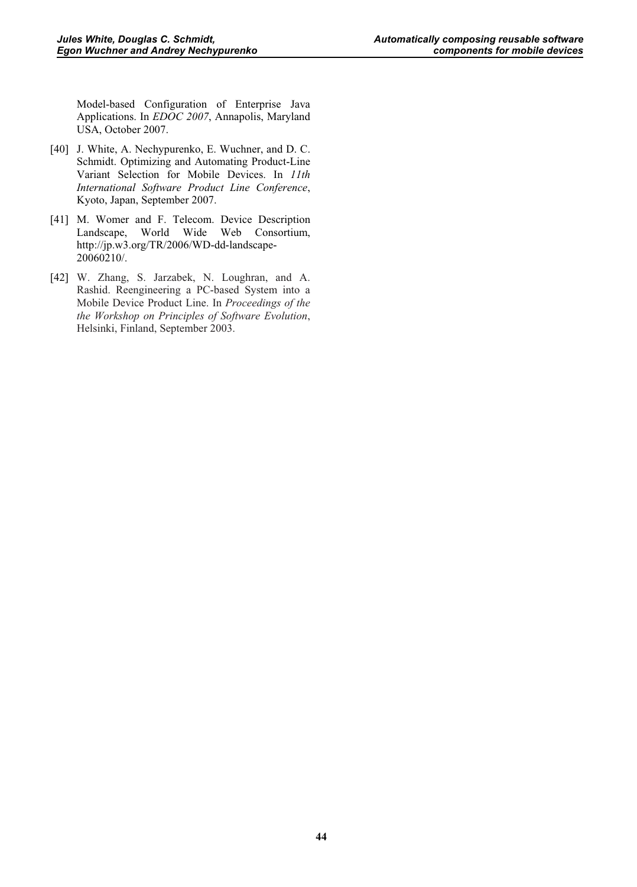Model-based Configuration of Enterprise Java Applications. In *EDOC 2007*, Annapolis, Maryland USA, October 2007.

[40] J. White, A. Nechypurenko, E. Wuchner, and D. C. Schmidt. Optimizing and Automating Product-Line Variant Selection for Mobile Devices. In *11th International Software Product Line Conference*, Kyoto, Japan, September 2007.

[41] M. Womer and F. Telecom. Device Description Landscape, World Wide Web Consortium, http://jp.w3.org/TR/2006/WD-dd-landscape-20060210/.

[42] W. Zhang, S. Jarzabek, N. Loughran, and A. Rashid. Reengineering a PC-based System into a Mobile Device Product Line. In *Proceedings of the the Workshop on Principles of Software Evolution*, Helsinki, Finland, September 2003.